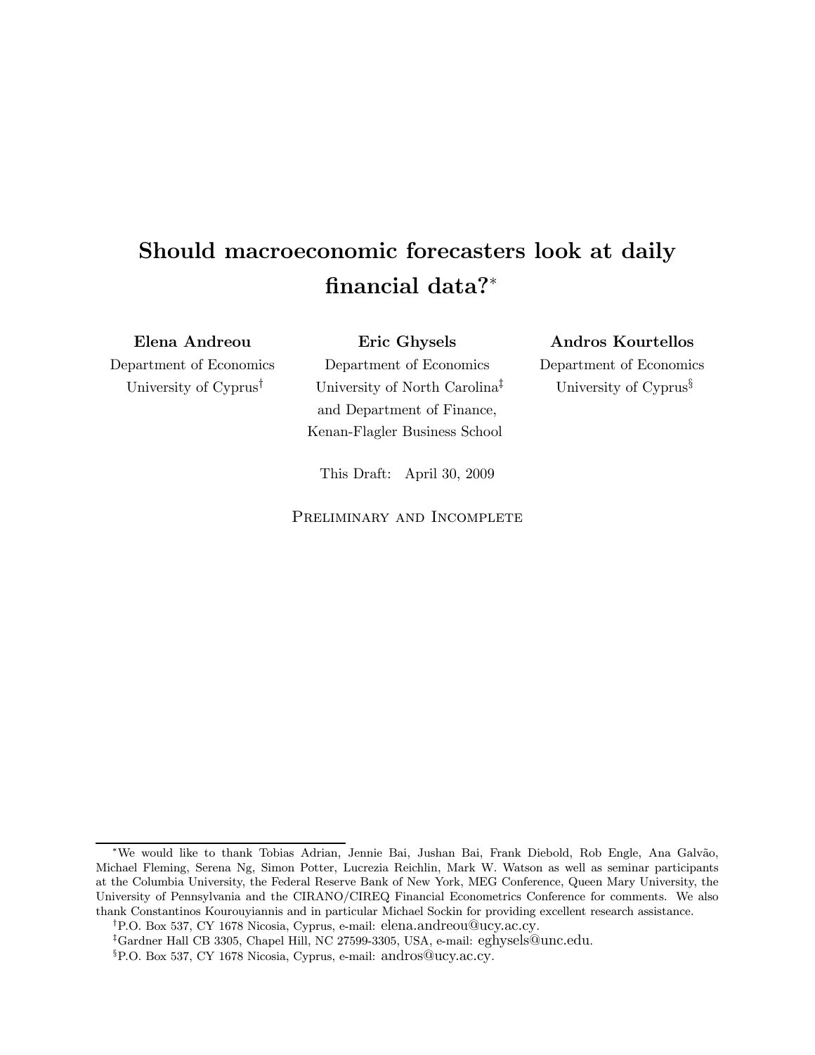# Should macroeconomic forecasters look at daily financial data?*

**Elena Andreou**
Department of Economics
University of Cyprus[†]

**Eric Ghysels**
Department of Economics
University of North Carolina[‡]
and Department of Finance,
Kenan-Flagler Business School

**Andros Kourtellos**
Department of Economics
University of Cyprus[§]

This Draft: April 30, 2009

Preliminary and Incomplete

---

*We would like to thank Tobias Adrian, Jennie Bai, Jushan Bai, Frank Diebold, Rob Engle, Ana Galvão, Michael Fleming, Serena Ng, Simon Potter, Lucrezia Reichlin, Mark W. Watson as well as seminar participants at the Columbia University, the Federal Reserve Bank of New York, MEG Conference, Queen Mary University, the University of Pennsylvania and the CIRANO/CIREQ Financial Econometrics Conference for comments. We also thank Constantinos Kourouyiannis and in particular Michael Sockin for providing excellent research assistance.

[†]P.O. Box 537, CY 1678 Nicosia, Cyprus, e-mail: elena.andreou@ucy.ac.cy.

[‡]Gardner Hall CB 3305, Chapel Hill, NC 27599-3305, USA, e-mail: eghysels@unc.edu.

[§]P.O. Box 537, CY 1678 Nicosia, Cyprus, e-mail: andros@ucy.ac.cy.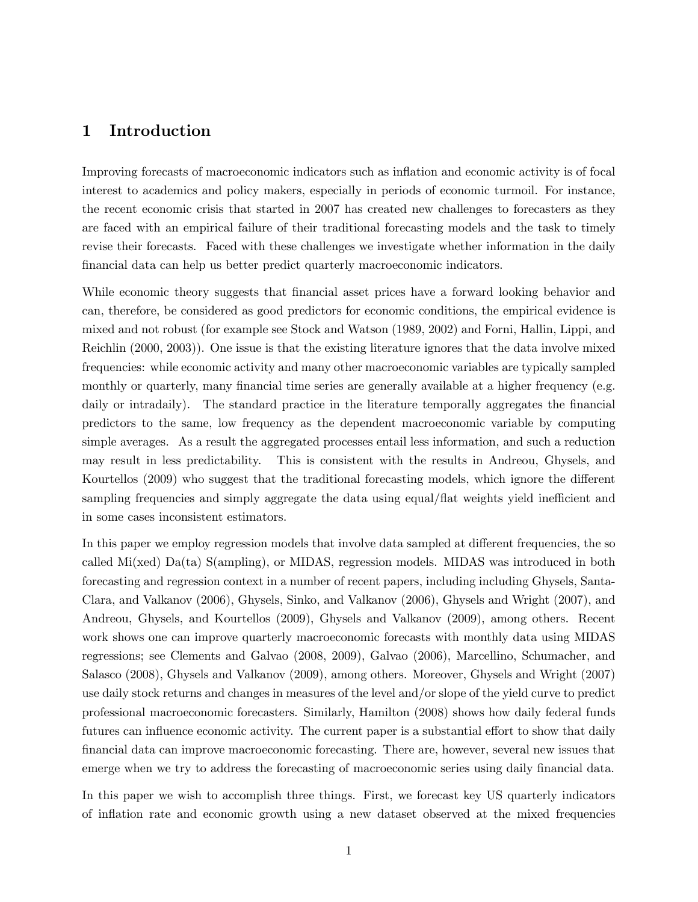# 1 Introduction

Improving forecasts of macroeconomic indicators such as inflation and economic activity is of focal interest to academics and policy makers, especially in periods of economic turmoil. For instance, the recent economic crisis that started in 2007 has created new challenges to forecasters as they are faced with an empirical failure of their traditional forecasting models and the task to timely revise their forecasts. Faced with these challenges we investigate whether information in the daily financial data can help us better predict quarterly macroeconomic indicators.

While economic theory suggests that financial asset prices have a forward looking behavior and can, therefore, be considered as good predictors for economic conditions, the empirical evidence is mixed and not robust (for example see Stock and Watson (1989, 2002) and Forni, Hallin, Lippi, and Reichlin (2000, 2003)). One issue is that the existing literature ignores that the data involve mixed frequencies: while economic activity and many other macroeconomic variables are typically sampled monthly or quarterly, many financial time series are generally available at a higher frequency (e.g. daily or intradaily). The standard practice in the literature temporally aggregates the financial predictors to the same, low frequency as the dependent macroeconomic variable by computing simple averages. As a result the aggregated processes entail less information, and such a reduction may result in less predictability. This is consistent with the results in Andreou, Ghysels, and Kourtellos (2009) who suggest that the traditional forecasting models, which ignore the different sampling frequencies and simply aggregate the data using equal/flat weights yield inefficient and in some cases inconsistent estimators.

In this paper we employ regression models that involve data sampled at different frequencies, the so called Mi(xed) Da(ta) S(ampling), or MIDAS, regression models. MIDAS was introduced in both forecasting and regression context in a number of recent papers, including including Ghysels, Santa-Clara, and Valkanov (2006), Ghysels, Sinko, and Valkanov (2006), Ghysels and Wright (2007), and Andreou, Ghysels, and Kourtellos (2009), Ghysels and Valkanov (2009), among others. Recent work shows one can improve quarterly macroeconomic forecasts with monthly data using MIDAS regressions; see Clements and Galvao (2008, 2009), Galvao (2006), Marcellino, Schumacher, and Salasco (2008), Ghysels and Valkanov (2009), among others. Moreover, Ghysels and Wright (2007) use daily stock returns and changes in measures of the level and/or slope of the yield curve to predict professional macroeconomic forecasters. Similarly, Hamilton (2008) shows how daily federal funds futures can influence economic activity. The current paper is a substantial effort to show that daily financial data can improve macroeconomic forecasting. There are, however, several new issues that emerge when we try to address the forecasting of macroeconomic series using daily financial data.

In this paper we wish to accomplish three things. First, we forecast key US quarterly indicators of inflation rate and economic growth using a new dataset observed at the mixed frequencies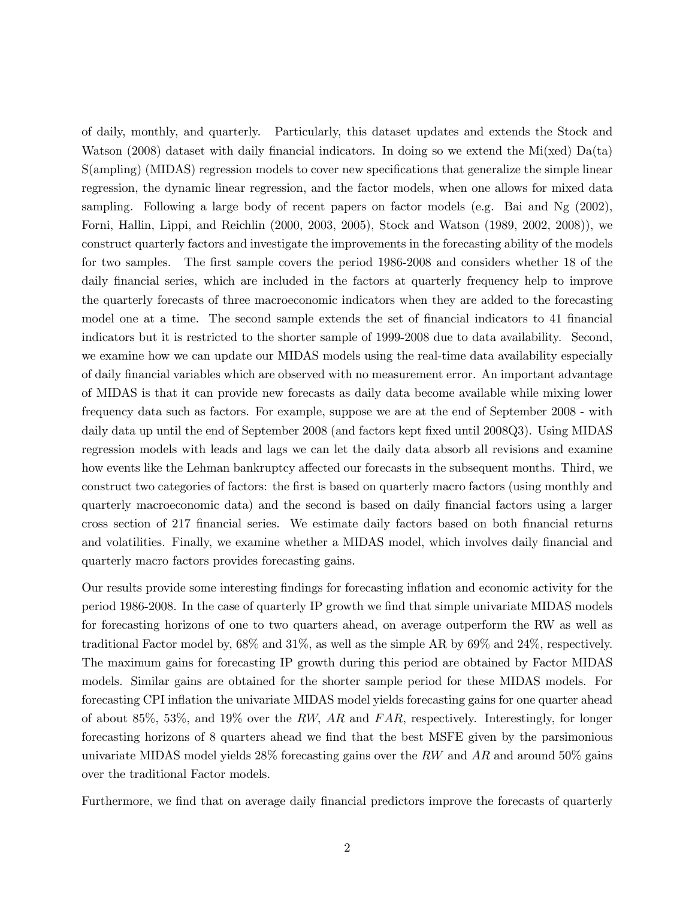of daily, monthly, and quarterly. Particularly, this dataset updates and extends the Stock and Watson (2008) dataset with daily financial indicators. In doing so we extend the Mi(xed) Da(ta) S(ampling) (MIDAS) regression models to cover new specifications that generalize the simple linear regression, the dynamic linear regression, and the factor models, when one allows for mixed data sampling. Following a large body of recent papers on factor models (e.g. Bai and Ng (2002), Forni, Hallin, Lippi, and Reichlin (2000, 2003, 2005), Stock and Watson (1989, 2002, 2008)), we construct quarterly factors and investigate the improvements in the forecasting ability of the models for two samples. The first sample covers the period 1986-2008 and considers whether 18 of the daily financial series, which are included in the factors at quarterly frequency help to improve the quarterly forecasts of three macroeconomic indicators when they are added to the forecasting model one at a time. The second sample extends the set of financial indicators to 41 financial indicators but it is restricted to the shorter sample of 1999-2008 due to data availability. Second, we examine how we can update our MIDAS models using the real-time data availability especially of daily financial variables which are observed with no measurement error. An important advantage of MIDAS is that it can provide new forecasts as daily data become available while mixing lower frequency data such as factors. For example, suppose we are at the end of September 2008 - with daily data up until the end of September 2008 (and factors kept fixed until 2008Q3). Using MIDAS regression models with leads and lags we can let the daily data absorb all revisions and examine how events like the Lehman bankruptcy affected our forecasts in the subsequent months. Third, we construct two categories of factors: the first is based on quarterly macro factors (using monthly and quarterly macroeconomic data) and the second is based on daily financial factors using a larger cross section of 217 financial series. We estimate daily factors based on both financial returns and volatilities. Finally, we examine whether a MIDAS model, which involves daily financial and quarterly macro factors provides forecasting gains.

Our results provide some interesting findings for forecasting inflation and economic activity for the period 1986-2008. In the case of quarterly IP growth we find that simple univariate MIDAS models for forecasting horizons of one to two quarters ahead, on average outperform the RW as well as traditional Factor model by, 68% and 31%, as well as the simple AR by 69% and 24%, respectively. The maximum gains for forecasting IP growth during this period are obtained by Factor MIDAS models. Similar gains are obtained for the shorter sample period for these MIDAS models. For forecasting CPI inflation the univariate MIDAS model yields forecasting gains for one quarter ahead of about 85%, 53%, and 19% over the $RW$, $AR$ and $FAR$, respectively. Interestingly, for longer forecasting horizons of 8 quarters ahead we find that the best MSFE given by the parsimonious univariate MIDAS model yields 28% forecasting gains over the $RW$ and $AR$ and around 50% gains over the traditional Factor models.

Furthermore, we find that on average daily financial predictors improve the forecasts of quarterly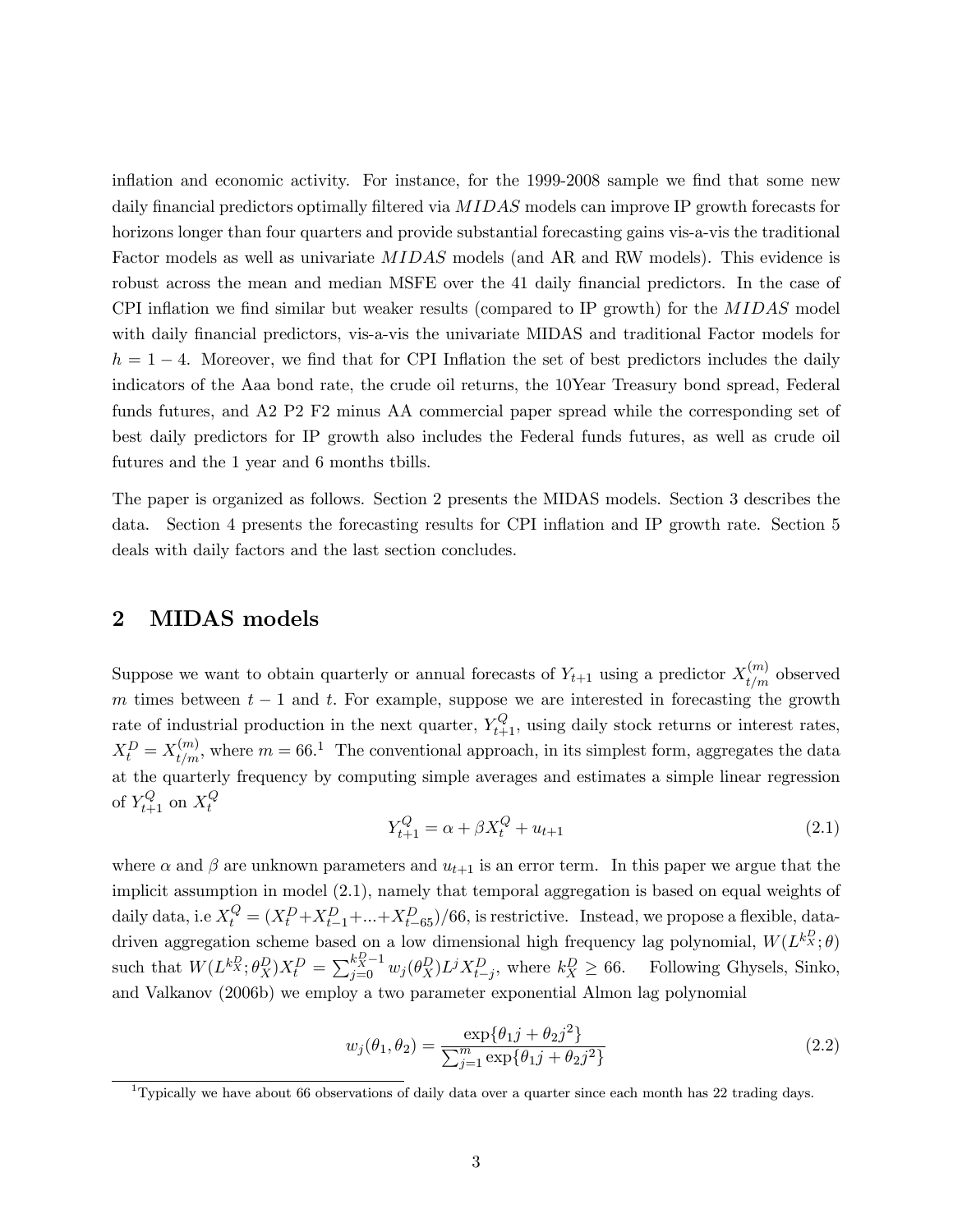inflation and economic activity. For instance, for the 1999-2008 sample we find that some new daily financial predictors optimally filtered via *MIDAS* models can improve IP growth forecasts for horizons longer than four quarters and provide substantial forecasting gains vis-a-vis the traditional Factor models as well as univariate *MIDAS* models (and AR and RW models). This evidence is robust across the mean and median MSFE over the 41 daily financial predictors. In the case of CPI inflation we find similar but weaker results (compared to IP growth) for the *MIDAS* model with daily financial predictors, vis-a-vis the univariate MIDAS and traditional Factor models for $h = 1 - 4$. Moreover, we find that for CPI Inflation the set of best predictors includes the daily indicators of the Aaa bond rate, the crude oil returns, the 10Year Treasury bond spread, Federal funds futures, and A2 P2 F2 minus AA commercial paper spread while the corresponding set of best daily predictors for IP growth also includes the Federal funds futures, as well as crude oil futures and the 1 year and 6 months tbills.

The paper is organized as follows. Section 2 presents the MIDAS models. Section 3 describes the data. Section 4 presents the forecasting results for CPI inflation and IP growth rate. Section 5 deals with daily factors and the last section concludes.

## 2 MIDAS models

Suppose we want to obtain quarterly or annual forecasts of $Y_{t+1}$ using a predictor $X_{t/m}^{(m)}$ observed $m$ times between $t-1$ and $t$. For example, suppose we are interested in forecasting the growth rate of industrial production in the next quarter, $Y_{t+1}^{Q}$, using daily stock returns or interest rates, $X_t^D = X_{t/m}^{(m)}$, where $m = 66$.[1] The conventional approach, in its simplest form, aggregates the data at the quarterly frequency by computing simple averages and estimates a simple linear regression of $Y_{t+1}^{Q}$ on $X_t^Q$

$$Y_{t+1}^{Q} = \alpha + \beta X_t^Q + u_{t+1} \tag{2.1}$$

where $\alpha$ and $\beta$ are unknown parameters and $u_{t+1}$ is an error term. In this paper we argue that the implicit assumption in model (2.1), namely that temporal aggregation is based on equal weights of daily data, i.e $X_t^Q = (X_t^D + X_{t-1}^D + ... + X_{t-65}^D)/66$, is restrictive. Instead, we propose a flexible, data-driven aggregation scheme based on a low dimensional high frequency lag polynomial, $W(L^{k_X^D}; \theta)$ such that $W(L^{k_X^D}; \theta_X^D) X_t^D = \sum_{j=0}^{k_X^D - 1} w_j(\theta_X^D) L^j X_{t-j}^D$, where $k_X^D \geq 66$. Following Ghysels, Sinko, and Valkanov (2006b) we employ a two parameter exponential Almon lag polynomial

$$w_j(\theta_1, \theta_2) = \frac{\exp\{\theta_1 j + \theta_2 j^2\}}{\sum_{j=1}^{m} \exp\{\theta_1 j + \theta_2 j^2\}} \tag{2.2}$$

[1] Typically we have about 66 observations of daily data over a quarter since each month has 22 trading days.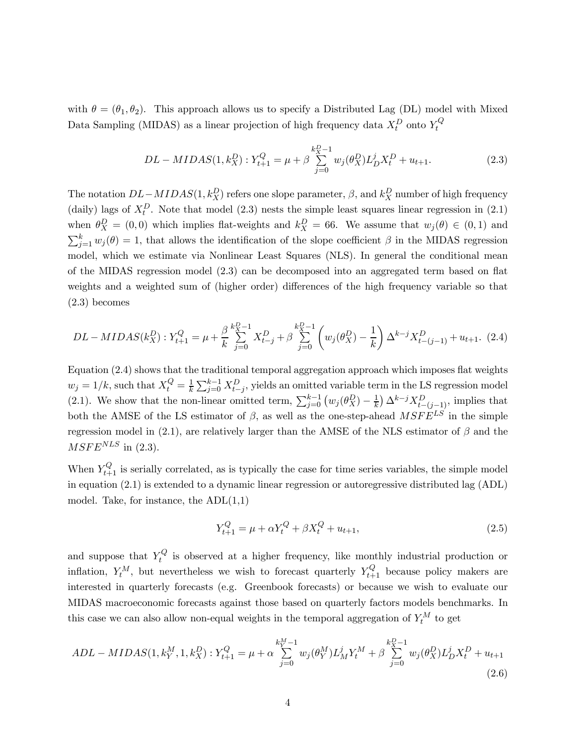with $\theta = (\theta_1, \theta_2)$. This approach allows us to specify a Distributed Lag (DL) model with Mixed Data Sampling (MIDAS) as a linear projection of high frequency data $X_t^D$ onto $Y_t^Q$

$$DL-MIDAS(1, k_X^D) : Y_{t+1}^Q = \mu + \beta \sum_{j=0}^{k_X^D - 1} w_j(\theta_X^D) L_D^j X_t^D + u_{t+1}. \tag{2.3}$$

The notation $DL-MIDAS(1, k_X^D)$ refers one slope parameter, $\beta$, and $k_X^D$ number of high frequency (daily) lags of $X_t^D$. Note that model (2.3) nests the simple least squares linear regression in (2.1) when $\theta_X^D = (0, 0)$ which implies flat-weights and $k_X^D = 66$. We assume that $w_j(\theta) \in (0, 1)$ and $\sum_{j=1}^{k} w_j(\theta) = 1$, that allows the identification of the slope coefficient $\beta$ in the MIDAS regression model, which we estimate via Nonlinear Least Squares (NLS). In general the conditional mean of the MIDAS regression model (2.3) can be decomposed into an aggregated term based on flat weights and a weighted sum of (higher order) differences of the high frequency variable so that (2.3) becomes

$$DL-MIDAS(k_X^D) : Y_{t+1}^Q = \mu + \frac{\beta}{k} \sum_{j=0}^{k_X^D - 1} X_{t-j}^D + \beta \sum_{j=0}^{k_X^D - 1} \left( w_j(\theta_X^D) - \frac{1}{k} \right) \Delta^{k-j} X_{t-(j-1)}^D + u_{t+1}. \tag{2.4}$$

Equation (2.4) shows that the traditional temporal aggregation approach which imposes flat weights $w_j = 1/k$, such that $X_t^Q = \frac{1}{k} \sum_{j=0}^{k-1} X_{t-j}^D$, yields an omitted variable term in the LS regression model (2.1). We show that the non-linear omitted term, $\sum_{j=0}^{k-1} \left( w_j(\theta_X^D) - \frac{1}{k} \right) \Delta^{k-j} X_{t-(j-1)}^D$, implies that both the AMSE of the LS estimator of $\beta$, as well as the one-step-ahead $MSFE^{LS}$ in the simple regression model in (2.1), are relatively larger than the AMSE of the NLS estimator of $\beta$ and the $MSFE^{NLS}$ in (2.3).

When $Y_{t+1}^Q$ is serially correlated, as is typically the case for time series variables, the simple model in equation (2.1) is extended to a dynamic linear regression or autoregressive distributed lag (ADL) model. Take, for instance, the ADL(1,1)

$$Y_{t+1}^Q = \mu + \alpha Y_t^Q + \beta X_t^Q + u_{t+1}, \tag{2.5}$$

and suppose that $Y_t^Q$ is observed at a higher frequency, like monthly industrial production or inflation, $Y_t^M$, but nevertheless we wish to forecast quarterly $Y_{t+1}^Q$ because policy makers are interested in quarterly forecasts (e.g. Greenbook forecasts) or because we wish to evaluate our MIDAS macroeconomic forecasts against those based on quarterly factors models benchmarks. In this case we can also allow non-equal weights in the temporal aggregation of $Y_t^M$ to get

$$ADL-MIDAS(1, k_Y^M, 1, k_X^D) : Y_{t+1}^Q = \mu + \alpha \sum_{j=0}^{k_Y^M - 1} w_j(\theta_Y^M) L_M^j Y_t^M + \beta \sum_{j=0}^{k_X^D - 1} w_j(\theta_X^D) L_D^j X_t^D + u_{t+1} \tag{2.6}$$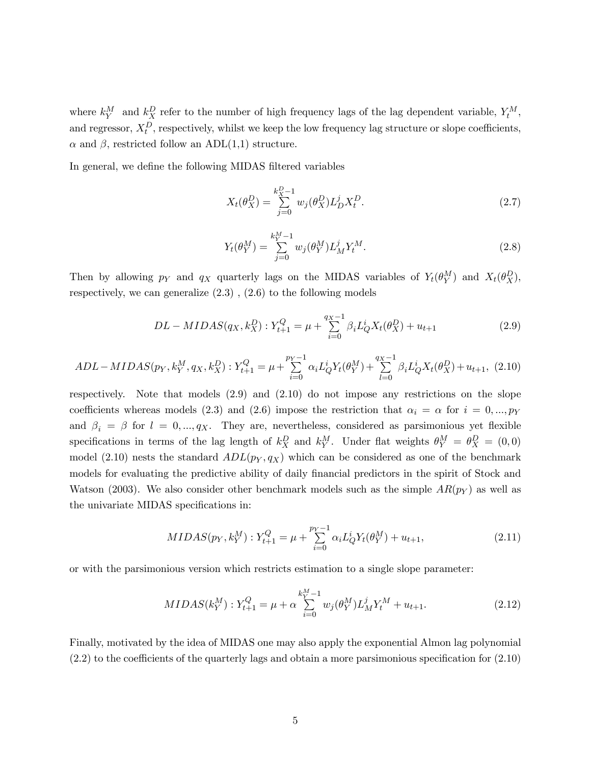where $k_Y^M$ and $k_X^D$ refer to the number of high frequency lags of the lag dependent variable, $Y_t^M$, and regressor, $X_t^D$, respectively, whilst we keep the low frequency lag structure or slope coefficients, $\alpha$ and $\beta$, restricted follow an ADL(1,1) structure.

In general, we define the following MIDAS filtered variables

$$X_t(\theta_X^D) = \sum_{j=0}^{k_X^D-1} w_j(\theta_X^D) L_D^j X_t^D. \tag{2.7}$$

$$Y_t(\theta_Y^M) = \sum_{j=0}^{k_Y^M-1} w_j(\theta_Y^M) L_M^j Y_t^M. \tag{2.8}$$

Then by allowing $p_Y$ and $q_X$ quarterly lags on the MIDAS variables of $Y_t(\theta_Y^M)$ and $X_t(\theta_X^D)$, respectively, we can generalize (2.3) , (2.6) to the following models

$$DL-MIDAS(q_X, k_X^D) : Y_{t+1}^Q = \mu + \sum_{i=0}^{q_X-1} \beta_i L_Q^i X_t(\theta_X^D) + u_{t+1} \tag{2.9}$$

$$ADL-MIDAS(p_Y, k_Y^M, q_X, k_X^D) : Y_{t+1}^Q = \mu + \sum_{i=0}^{p_Y-1} \alpha_i L_Q^i Y_t(\theta_Y^M) + \sum_{l=0}^{q_X-1} \beta_i L_Q^i X_t(\theta_X^D) + u_{t+1}, \tag{2.10}$$

respectively. Note that models (2.9) and (2.10) do not impose any restrictions on the slope coefficients whereas models (2.3) and (2.6) impose the restriction that $\alpha_i = \alpha$ for $i = 0, ..., p_Y$ and $\beta_i = \beta$ for $l = 0, ..., q_X$. They are, nevertheless, considered as parsimonious yet flexible specifications in terms of the lag length of $k_X^D$ and $k_Y^M$. Under flat weights $\theta_Y^M = \theta_X^D = (0, 0)$ model (2.10) nests the standard $ADL(p_Y, q_X)$ which can be considered as one of the benchmark models for evaluating the predictive ability of daily financial predictors in the spirit of Stock and Watson (2003). We also consider other benchmark models such as the simple $AR(p_Y)$ as well as the univariate MIDAS specifications in:

$$MIDAS(p_Y, k_Y^M) : Y_{t+1}^Q = \mu + \sum_{i=0}^{p_Y-1} \alpha_i L_Q^i Y_t(\theta_Y^M) + u_{t+1}, \tag{2.11}$$

or with the parsimonious version which restricts estimation to a single slope parameter:

$$MIDAS(k_Y^M) : Y_{t+1}^Q = \mu + \alpha \sum_{i=0}^{k_Y^M-1} w_j(\theta_Y^M) L_M^j Y_t^M + u_{t+1}. \tag{2.12}$$

Finally, motivated by the idea of MIDAS one may also apply the exponential Almon lag polynomial (2.2) to the coefficients of the quarterly lags and obtain a more parsimonious specification for (2.10)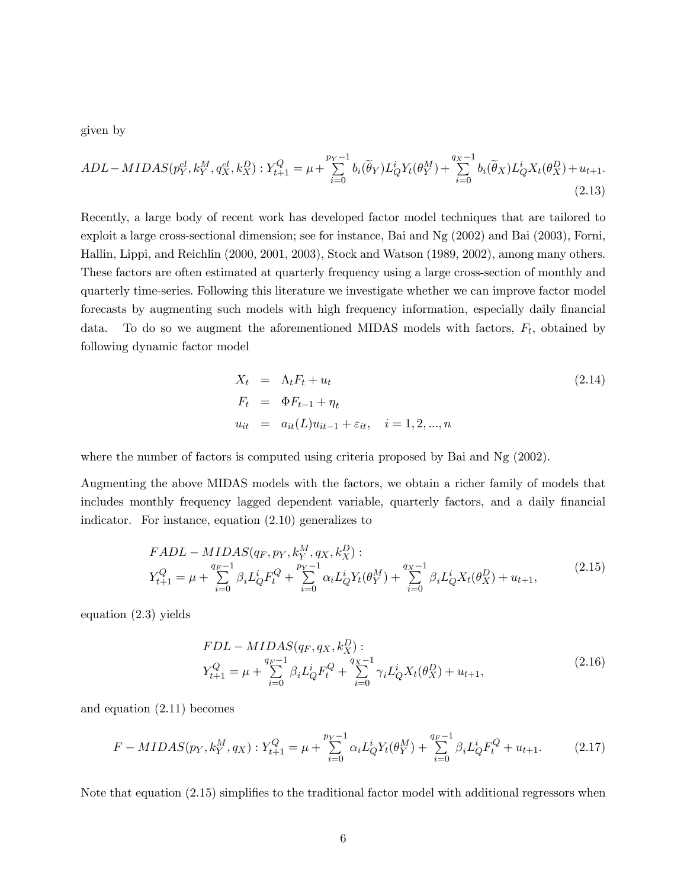given by

$$ADL-MIDAS(p_Y^{el}, k_Y^M, q_X^{el}, k_X^D) : Y_{t+1}^Q = \mu + \sum_{i=0}^{p_Y-1} b_i(\widetilde{\theta}_Y) L_Q^i Y_t(\theta_Y^M) + \sum_{i=0}^{q_X-1} b_i(\widetilde{\theta}_X) L_Q^i X_t(\theta_X^D) + u_{t+1}. \tag{2.13}$$

Recently, a large body of recent work has developed factor model techniques that are tailored to exploit a large cross-sectional dimension; see for instance, Bai and Ng (2002) and Bai (2003), Forni, Hallin, Lippi, and Reichlin (2000, 2001, 2003), Stock and Watson (1989, 2002), among many others. These factors are often estimated at quarterly frequency using a large cross-section of monthly and quarterly time-series. Following this literature we investigate whether we can improve factor model forecasts by augmenting such models with high frequency information, especially daily financial data. To do so we augment the aforementioned MIDAS models with factors, $F_t$, obtained by following dynamic factor model

$$\begin{aligned} X_t &= \Lambda_t F_t + u_t \\ F_t &= \Phi F_{t-1} + \eta_t \\ u_{it} &= a_{it}(L) u_{it-1} + \varepsilon_{it}, \quad i = 1, 2, ..., n \end{aligned} \tag{2.14}$$

where the number of factors is computed using criteria proposed by Bai and Ng (2002).

Augmenting the above MIDAS models with the factors, we obtain a richer family of models that includes monthly frequency lagged dependent variable, quarterly factors, and a daily financial indicator. For instance, equation (2.10) generalizes to

$$\begin{aligned} &FADL-MIDAS(q_F, p_Y, k_Y^M, q_X, k_X^D) : \\ &Y_{t+1}^Q = \mu + \sum_{i=0}^{q_F-1} \beta_i L_Q^i F_t^Q + \sum_{i=0}^{p_Y-1} \alpha_i L_Q^i Y_t(\theta_Y^M) + \sum_{i=0}^{q_X-1} \beta_i L_Q^i X_t(\theta_X^D) + u_{t+1}, \end{aligned} \tag{2.15}$$

equation (2.3) yields

$$\begin{aligned} &FDL-MIDAS(q_F, q_X, k_X^D) : \\ &Y_{t+1}^Q = \mu + \sum_{i=0}^{q_F-1} \beta_i L_Q^i F_t^Q + \sum_{i=0}^{q_X-1} \gamma_i L_Q^i X_t(\theta_X^D) + u_{t+1}, \end{aligned} \tag{2.16}$$

and equation (2.11) becomes

$$F-MIDAS(p_Y, k_Y^M, q_X) : Y_{t+1}^Q = \mu + \sum_{i=0}^{p_Y-1} \alpha_i L_Q^i Y_t(\theta_Y^M) + \sum_{i=0}^{q_F-1} \beta_i L_Q^i F_t^Q + u_{t+1}. \tag{2.17}$$

Note that equation (2.15) simplifies to the traditional factor model with additional regressors when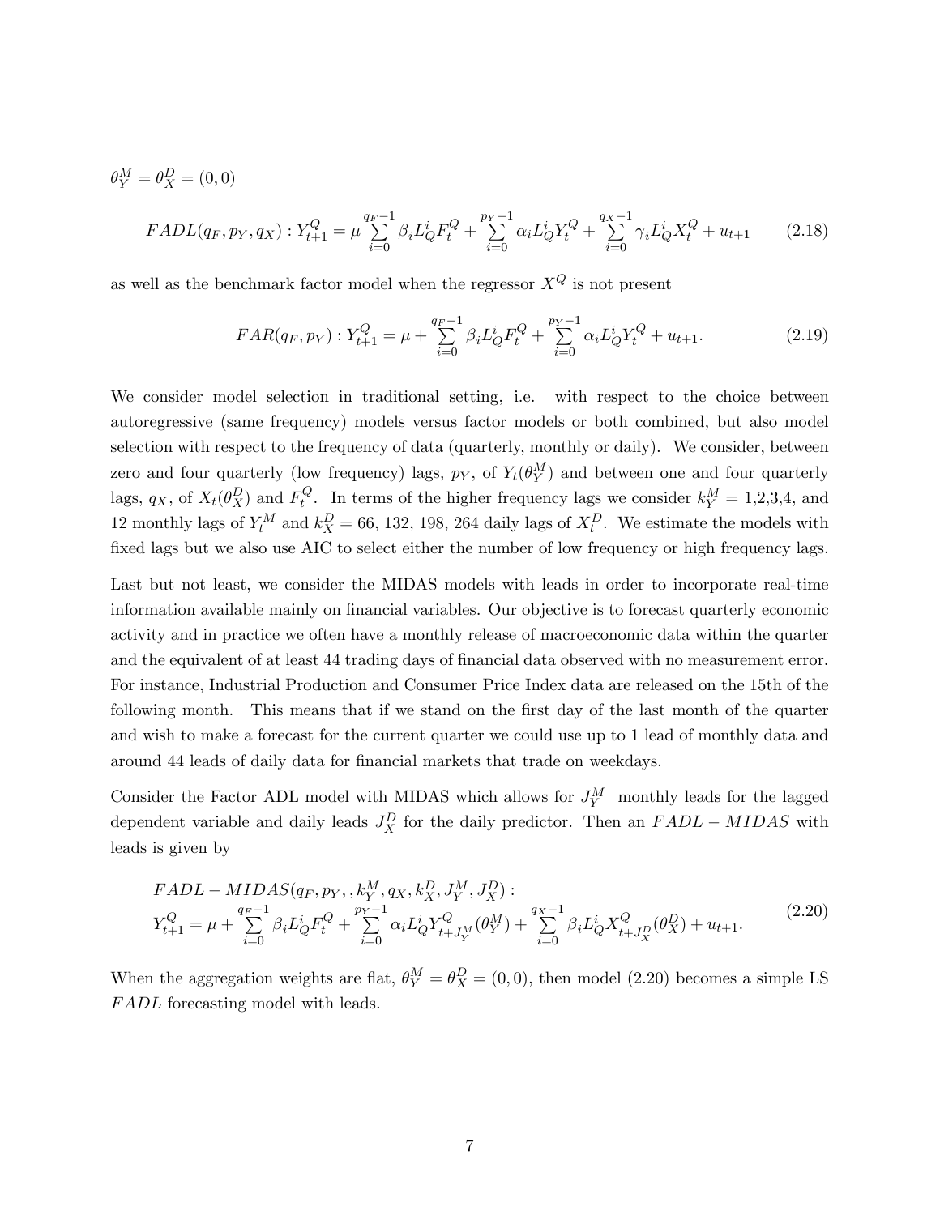$\theta_Y^M = \theta_X^D = (0,0)$

$$FADL(q_F, p_Y, q_X): Y_{t+1}^Q = \mu \sum_{i=0}^{q_F-1} \beta_i L_Q^i F_t^Q + \sum_{i=0}^{p_Y-1} \alpha_i L_Q^i Y_t^Q + \sum_{i=0}^{q_X-1} \gamma_i L_Q^i X_t^Q + u_{t+1} \tag{2.18}$$

as well as the benchmark factor model when the regressor $X^Q$ is not present

$$FAR(q_F, p_Y): Y_{t+1}^Q = \mu + \sum_{i=0}^{q_F-1} \beta_i L_Q^i F_t^Q + \sum_{i=0}^{p_Y-1} \alpha_i L_Q^i Y_t^Q + u_{t+1}. \tag{2.19}$$

We consider model selection in traditional setting, i.e. with respect to the choice between autoregressive (same frequency) models versus factor models or both combined, but also model selection with respect to the frequency of data (quarterly, monthly or daily). We consider, between zero and four quarterly (low frequency) lags, $p_Y$, of $Y_t(\theta_Y^M)$ and between one and four quarterly lags, $q_X$, of $X_t(\theta_X^D)$ and $F_t^Q$. In terms of the higher frequency lags we consider $k_Y^M$ = 1,2,3,4, and 12 monthly lags of $Y_t^M$ and $k_X^D$ = 66, 132, 198, 264 daily lags of $X_t^D$. We estimate the models with fixed lags but we also use AIC to select either the number of low frequency or high frequency lags.

Last but not least, we consider the MIDAS models with leads in order to incorporate real-time information available mainly on financial variables. Our objective is to forecast quarterly economic activity and in practice we often have a monthly release of macroeconomic data within the quarter and the equivalent of at least 44 trading days of financial data observed with no measurement error. For instance, Industrial Production and Consumer Price Index data are released on the 15th of the following month. This means that if we stand on the first day of the last month of the quarter and wish to make a forecast for the current quarter we could use up to 1 lead of monthly data and around 44 leads of daily data for financial markets that trade on weekdays.

Consider the Factor ADL model with MIDAS which allows for $J_Y^M$ monthly leads for the lagged dependent variable and daily leads $J_X^D$ for the daily predictor. Then an $FADL-MIDAS$ with leads is given by

$$\begin{aligned}&FADL-MIDAS(q_F, p_Y, , k_Y^M, q_X, k_X^D, J_Y^M, J_X^D):\\&Y_{t+1}^Q = \mu + \sum_{i=0}^{q_F-1} \beta_i L_Q^i F_t^Q + \sum_{i=0}^{p_Y-1} \alpha_i L_Q^i Y_{t+J_Y^M}^Q(\theta_Y^M) + \sum_{i=0}^{q_X-1} \beta_i L_Q^i X_{t+J_X^D}^Q(\theta_X^D) + u_{t+1}.\end{aligned} \tag{2.20}$$

When the aggregation weights are flat, $\theta_Y^M = \theta_X^D = (0,0)$, then model (2.20) becomes a simple LS $FADL$ forecasting model with leads.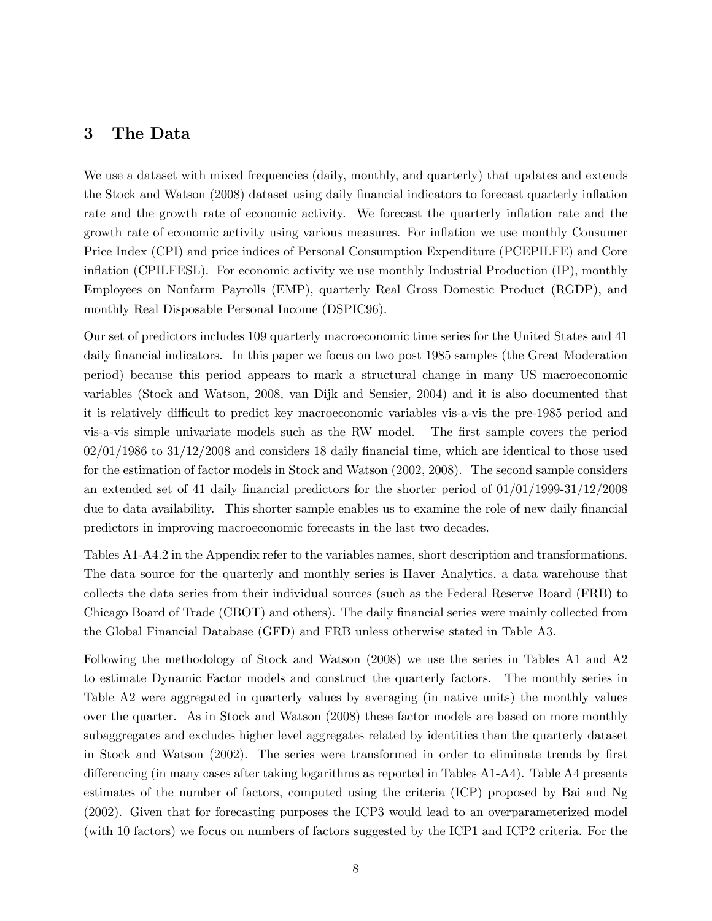## 3 The Data

We use a dataset with mixed frequencies (daily, monthly, and quarterly) that updates and extends the Stock and Watson (2008) dataset using daily financial indicators to forecast quarterly inflation rate and the growth rate of economic activity. We forecast the quarterly inflation rate and the growth rate of economic activity using various measures. For inflation we use monthly Consumer Price Index (CPI) and price indices of Personal Consumption Expenditure (PCEPILFE) and Core inflation (CPILFESL). For economic activity we use monthly Industrial Production (IP), monthly Employees on Nonfarm Payrolls (EMP), quarterly Real Gross Domestic Product (RGDP), and monthly Real Disposable Personal Income (DSPIC96).

Our set of predictors includes 109 quarterly macroeconomic time series for the United States and 41 daily financial indicators. In this paper we focus on two post 1985 samples (the Great Moderation period) because this period appears to mark a structural change in many US macroeconomic variables (Stock and Watson, 2008, van Dijk and Sensier, 2004) and it is also documented that it is relatively difficult to predict key macroeconomic variables vis-a-vis the pre-1985 period and vis-a-vis simple univariate models such as the RW model. The first sample covers the period 02/01/1986 to 31/12/2008 and considers 18 daily financial time, which are identical to those used for the estimation of factor models in Stock and Watson (2002, 2008). The second sample considers an extended set of 41 daily financial predictors for the shorter period of 01/01/1999-31/12/2008 due to data availability. This shorter sample enables us to examine the role of new daily financial predictors in improving macroeconomic forecasts in the last two decades.

Tables A1-A4.2 in the Appendix refer to the variables names, short description and transformations. The data source for the quarterly and monthly series is Haver Analytics, a data warehouse that collects the data series from their individual sources (such as the Federal Reserve Board (FRB) to Chicago Board of Trade (CBOT) and others). The daily financial series were mainly collected from the Global Financial Database (GFD) and FRB unless otherwise stated in Table A3.

Following the methodology of Stock and Watson (2008) we use the series in Tables A1 and A2 to estimate Dynamic Factor models and construct the quarterly factors. The monthly series in Table A2 were aggregated in quarterly values by averaging (in native units) the monthly values over the quarter. As in Stock and Watson (2008) these factor models are based on more monthly subaggregates and excludes higher level aggregates related by identities than the quarterly dataset in Stock and Watson (2002). The series were transformed in order to eliminate trends by first differencing (in many cases after taking logarithms as reported in Tables A1-A4). Table A4 presents estimates of the number of factors, computed using the criteria (ICP) proposed by Bai and Ng (2002). Given that for forecasting purposes the ICP3 would lead to an overparameterized model (with 10 factors) we focus on numbers of factors suggested by the ICP1 and ICP2 criteria. For the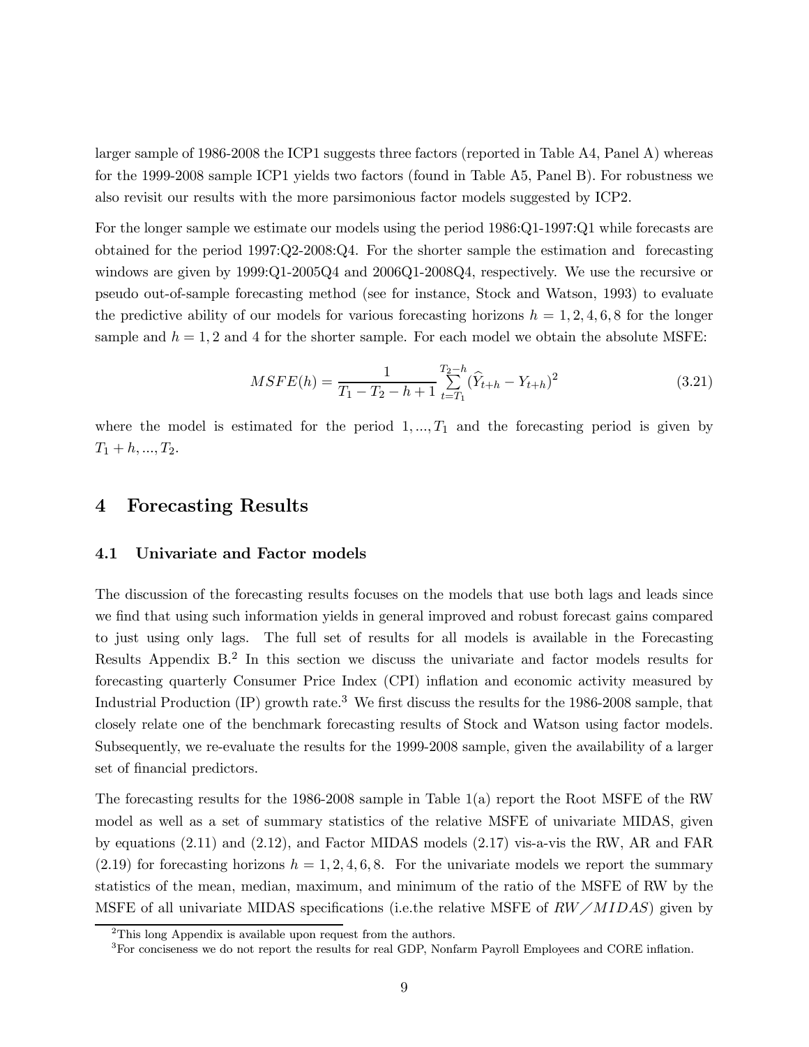larger sample of 1986-2008 the ICP1 suggests three factors (reported in Table A4, Panel A) whereas for the 1999-2008 sample ICP1 yields two factors (found in Table A5, Panel B). For robustness we also revisit our results with the more parsimonious factor models suggested by ICP2.

For the longer sample we estimate our models using the period 1986:Q1-1997:Q1 while forecasts are obtained for the period 1997:Q2-2008:Q4. For the shorter sample the estimation and forecasting windows are given by 1999:Q1-2005Q4 and 2006Q1-2008Q4, respectively. We use the recursive or pseudo out-of-sample forecasting method (see for instance, Stock and Watson, 1993) to evaluate the predictive ability of our models for various forecasting horizons $h = 1, 2, 4, 6, 8$ for the longer sample and $h = 1, 2$ and 4 for the shorter sample. For each model we obtain the absolute MSFE:

$$MSFE(h) = \frac{1}{T_1 - T_2 - h + 1} \sum_{t=T_1}^{T_2-h} (\widehat{Y}_{t+h} - Y_{t+h})^2 \tag{3.21}$$

where the model is estimated for the period $1, ..., T_1$ and the forecasting period is given by $T_1 + h, ..., T_2$.

# 4 Forecasting Results

## 4.1 Univariate and Factor models

The discussion of the forecasting results focuses on the models that use both lags and leads since we find that using such information yields in general improved and robust forecast gains compared to just using only lags. The full set of results for all models is available in the Forecasting Results Appendix B.[2] In this section we discuss the univariate and factor models results for forecasting quarterly Consumer Price Index (CPI) inflation and economic activity measured by Industrial Production (IP) growth rate.[3] We first discuss the results for the 1986-2008 sample, that closely relate one of the benchmark forecasting results of Stock and Watson using factor models. Subsequently, we re-evaluate the results for the 1999-2008 sample, given the availability of a larger set of financial predictors.

The forecasting results for the 1986-2008 sample in Table 1(a) report the Root MSFE of the RW model as well as a set of summary statistics of the relative MSFE of univariate MIDAS, given by equations (2.11) and (2.12), and Factor MIDAS models (2.17) vis-a-vis the RW, AR and FAR (2.19) for forecasting horizons $h = 1, 2, 4, 6, 8$. For the univariate models we report the summary statistics of the mean, median, maximum, and minimum of the ratio of the MSFE of RW by the MSFE of all univariate MIDAS specifications (i.e.the relative MSFE of $RW/MIDAS$) given by

[2] This long Appendix is available upon request from the authors.

[3] For conciseness we do not report the results for real GDP, Nonfarm Payroll Employees and CORE inflation.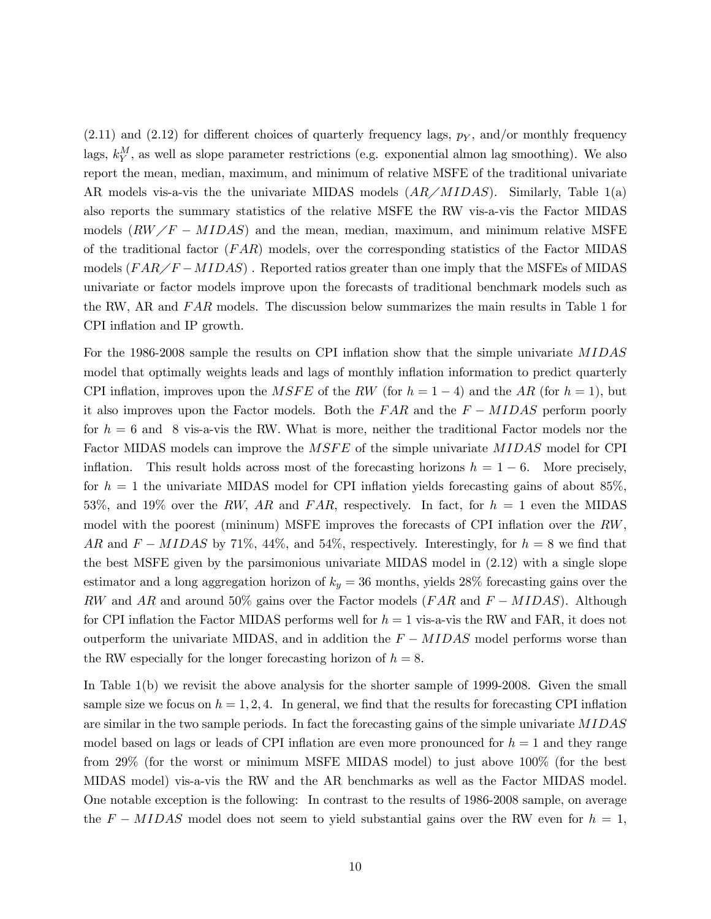(2.11) and (2.12) for different choices of quarterly frequency lags, $p_Y$, and/or monthly frequency lags, $k_Y^M$, as well as slope parameter restrictions (e.g. exponential almon lag smoothing). We also report the mean, median, maximum, and minimum of relative MSFE of the traditional univariate AR models vis-a-vis the the univariate MIDAS models ($AR/MIDAS$). Similarly, Table 1(a) also reports the summary statistics of the relative MSFE the RW vis-a-vis the Factor MIDAS models ($RW/F-MIDAS$) and the mean, median, maximum, and minimum relative MSFE of the traditional factor ($FAR$) models, over the corresponding statistics of the Factor MIDAS models ($FAR/F-MIDAS$) . Reported ratios greater than one imply that the MSFEs of MIDAS univariate or factor models improve upon the forecasts of traditional benchmark models such as the RW, AR and $FAR$ models. The discussion below summarizes the main results in Table 1 for CPI inflation and IP growth.

For the 1986-2008 sample the results on CPI inflation show that the simple univariate $MIDAS$ model that optimally weights leads and lags of monthly inflation information to predict quarterly CPI inflation, improves upon the $MSFE$ of the $RW$ (for $h = 1-4$) and the $AR$ (for $h = 1$), but it also improves upon the Factor models. Both the $FAR$ and the $F-MIDAS$ perform poorly for $h = 6$ and 8 vis-a-vis the RW. What is more, neither the traditional Factor models nor the Factor MIDAS models can improve the $MSFE$ of the simple univariate $MIDAS$ model for CPI inflation. This result holds across most of the forecasting horizons $h = 1-6$. More precisely, for $h = 1$ the univariate MIDAS model for CPI inflation yields forecasting gains of about 85%, 53%, and 19% over the $RW$, $AR$ and $FAR$, respectively. In fact, for $h = 1$ even the MIDAS model with the poorest (mininum) MSFE improves the forecasts of CPI inflation over the $RW$, $AR$ and $F-MIDAS$ by 71%, 44%, and 54%, respectively. Interestingly, for $h = 8$ we find that the best MSFE given by the parsimonious univariate MIDAS model in (2.12) with a single slope estimator and a long aggregation horizon of $k_y = 36$ months, yields 28% forecasting gains over the $RW$ and $AR$ and around 50% gains over the Factor models ($FAR$ and $F-MIDAS$). Although for CPI inflation the Factor MIDAS performs well for $h = 1$ vis-a-vis the RW and FAR, it does not outperform the univariate MIDAS, and in addition the $F-MIDAS$ model performs worse than the RW especially for the longer forecasting horizon of $h = 8$.

In Table 1(b) we revisit the above analysis for the shorter sample of 1999-2008. Given the small sample size we focus on $h = 1, 2, 4$. In general, we find that the results for forecasting CPI inflation are similar in the two sample periods. In fact the forecasting gains of the simple univariate $MIDAS$ model based on lags or leads of CPI inflation are even more pronounced for $h = 1$ and they range from 29% (for the worst or minimum MSFE MIDAS model) to just above 100% (for the best MIDAS model) vis-a-vis the RW and the AR benchmarks as well as the Factor MIDAS model. One notable exception is the following: In contrast to the results of 1986-2008 sample, on average the $F-MIDAS$ model does not seem to yield substantial gains over the RW even for $h = 1$,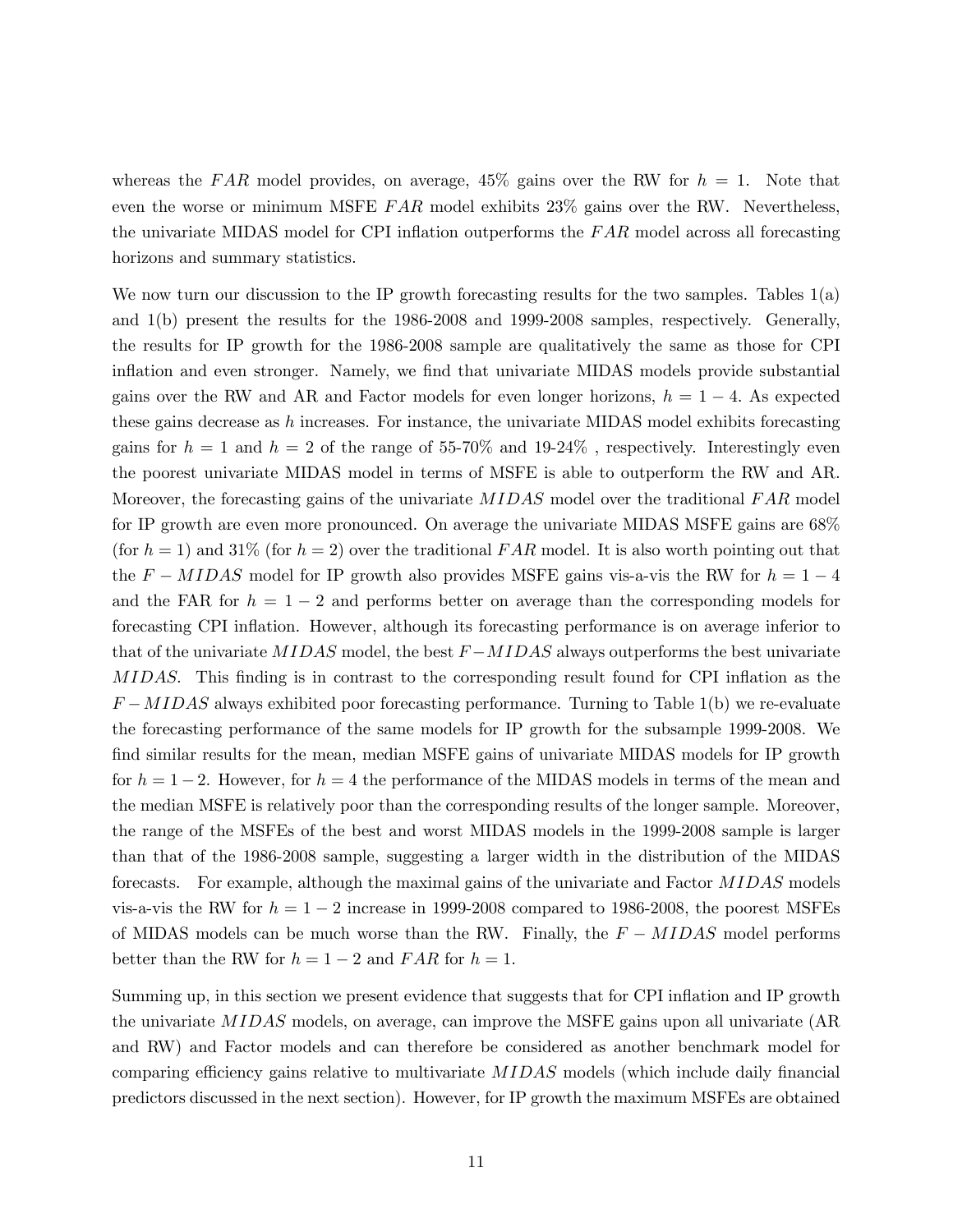whereas the $FAR$ model provides, on average, 45% gains over the RW for $h = 1$. Note that even the worse or minimum MSFE $FAR$ model exhibits 23% gains over the RW. Nevertheless, the univariate MIDAS model for CPI inflation outperforms the $FAR$ model across all forecasting horizons and summary statistics.

We now turn our discussion to the IP growth forecasting results for the two samples. Tables 1(a) and 1(b) present the results for the 1986-2008 and 1999-2008 samples, respectively. Generally, the results for IP growth for the 1986-2008 sample are qualitatively the same as those for CPI inflation and even stronger. Namely, we find that univariate MIDAS models provide substantial gains over the RW and AR and Factor models for even longer horizons, $h = 1 - 4$. As expected these gains decrease as $h$ increases. For instance, the univariate MIDAS model exhibits forecasting gains for $h = 1$ and $h = 2$ of the range of 55-70% and 19-24% , respectively. Interestingly even the poorest univariate MIDAS model in terms of MSFE is able to outperform the RW and AR. Moreover, the forecasting gains of the univariate $MIDAS$ model over the traditional $FAR$ model for IP growth are even more pronounced. On average the univariate MIDAS MSFE gains are 68% (for $h = 1$) and 31% (for $h = 2$) over the traditional $FAR$ model. It is also worth pointing out that the $F - MIDAS$ model for IP growth also provides MSFE gains vis-a-vis the RW for $h = 1 - 4$ and the FAR for $h = 1 - 2$ and performs better on average than the corresponding models for forecasting CPI inflation. However, although its forecasting performance is on average inferior to that of the univariate $MIDAS$ model, the best $F - MIDAS$ always outperforms the best univariate $MIDAS$. This finding is in contrast to the corresponding result found for CPI inflation as the $F - MIDAS$ always exhibited poor forecasting performance. Turning to Table 1(b) we re-evaluate the forecasting performance of the same models for IP growth for the subsample 1999-2008. We find similar results for the mean, median MSFE gains of univariate MIDAS models for IP growth for $h = 1 - 2$. However, for $h = 4$ the performance of the MIDAS models in terms of the mean and the median MSFE is relatively poor than the corresponding results of the longer sample. Moreover, the range of the MSFEs of the best and worst MIDAS models in the 1999-2008 sample is larger than that of the 1986-2008 sample, suggesting a larger width in the distribution of the MIDAS forecasts. For example, although the maximal gains of the univariate and Factor $MIDAS$ models vis-a-vis the RW for $h = 1 - 2$ increase in 1999-2008 compared to 1986-2008, the poorest MSFEs of MIDAS models can be much worse than the RW. Finally, the $F - MIDAS$ model performs better than the RW for $h = 1 - 2$ and $FAR$ for $h = 1$.

Summing up, in this section we present evidence that suggests that for CPI inflation and IP growth the univariate $MIDAS$ models, on average, can improve the MSFE gains upon all univariate (AR and RW) and Factor models and can therefore be considered as another benchmark model for comparing efficiency gains relative to multivariate $MIDAS$ models (which include daily financial predictors discussed in the next section). However, for IP growth the maximum MSFEs are obtained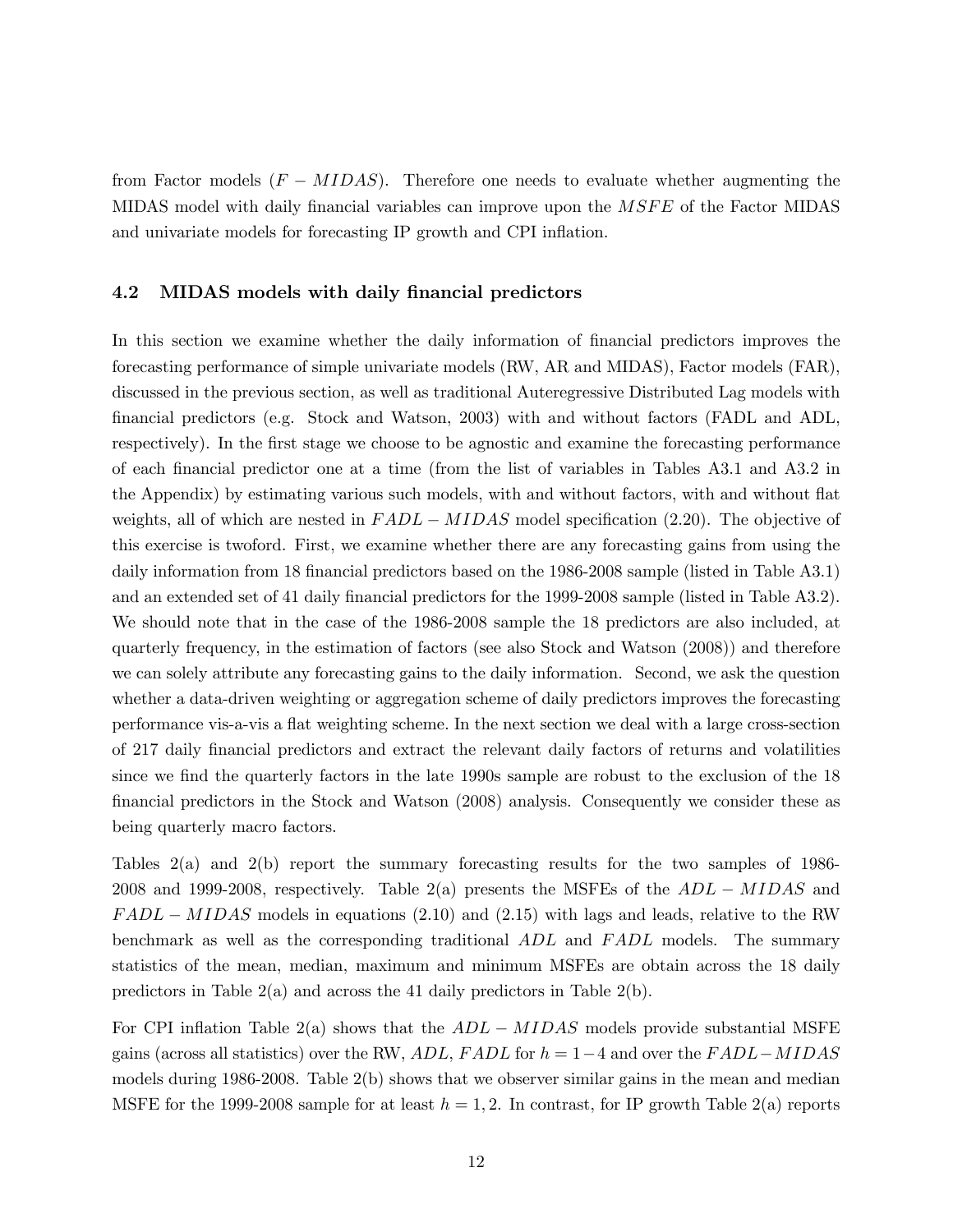from Factor models ($F-MIDAS$). Therefore one needs to evaluate whether augmenting the MIDAS model with daily financial variables can improve upon the $MSFE$ of the Factor MIDAS and univariate models for forecasting IP growth and CPI inflation.

### 4.2 MIDAS models with daily financial predictors

In this section we examine whether the daily information of financial predictors improves the forecasting performance of simple univariate models (RW, AR and MIDAS), Factor models (FAR), discussed in the previous section, as well as traditional Auteregressive Distributed Lag models with financial predictors (e.g. Stock and Watson, 2003) with and without factors (FADL and ADL, respectively). In the first stage we choose to be agnostic and examine the forecasting performance of each financial predictor one at a time (from the list of variables in Tables A3.1 and A3.2 in the Appendix) by estimating various such models, with and without factors, with and without flat weights, all of which are nested in $FADL-MIDAS$ model specification (2.20). The objective of this exercise is twoford. First, we examine whether there are any forecasting gains from using the daily information from 18 financial predictors based on the 1986-2008 sample (listed in Table A3.1) and an extended set of 41 daily financial predictors for the 1999-2008 sample (listed in Table A3.2). We should note that in the case of the 1986-2008 sample the 18 predictors are also included, at quarterly frequency, in the estimation of factors (see also Stock and Watson (2008)) and therefore we can solely attribute any forecasting gains to the daily information. Second, we ask the question whether a data-driven weighting or aggregation scheme of daily predictors improves the forecasting performance vis-a-vis a flat weighting scheme. In the next section we deal with a large cross-section of 217 daily financial predictors and extract the relevant daily factors of returns and volatilities since we find the quarterly factors in the late 1990s sample are robust to the exclusion of the 18 financial predictors in the Stock and Watson (2008) analysis. Consequently we consider these as being quarterly macro factors.

Tables 2(a) and 2(b) report the summary forecasting results for the two samples of 1986-2008 and 1999-2008, respectively. Table 2(a) presents the MSFEs of the $ADL-MIDAS$ and $FADL-MIDAS$ models in equations (2.10) and (2.15) with lags and leads, relative to the RW benchmark as well as the corresponding traditional $ADL$ and $FADL$ models. The summary statistics of the mean, median, maximum and minimum MSFEs are obtain across the 18 daily predictors in Table 2(a) and across the 41 daily predictors in Table 2(b).

For CPI inflation Table 2(a) shows that the $ADL-MIDAS$ models provide substantial MSFE gains (across all statistics) over the RW, $ADL$, $FADL$ for $h=1-4$ and over the $FADL-MIDAS$ models during 1986-2008. Table 2(b) shows that we observer similar gains in the mean and median MSFE for the 1999-2008 sample for at least $h=1,2$. In contrast, for IP growth Table 2(a) reports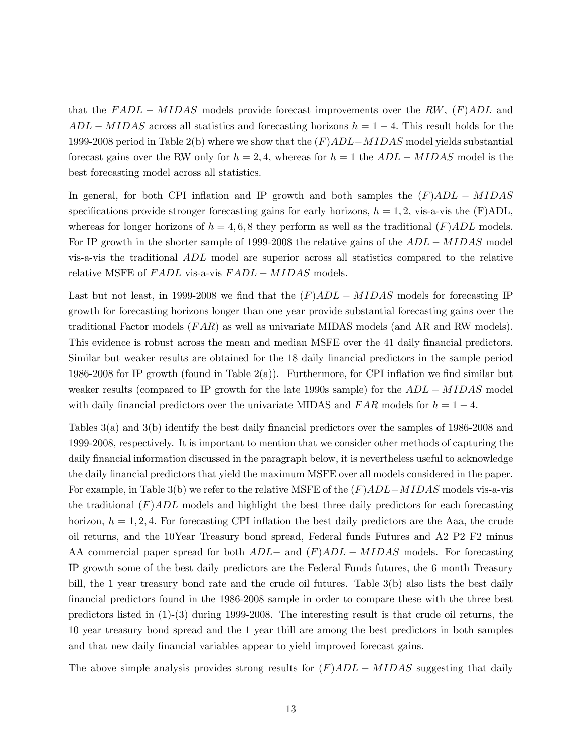that the $FADL - MIDAS$ models provide forecast improvements over the $RW$, $(F)ADL$ and $ADL - MIDAS$ across all statistics and forecasting horizons $h = 1 - 4$. This result holds for the 1999-2008 period in Table 2(b) where we show that the $(F)ADL - MIDAS$ model yields substantial forecast gains over the RW only for $h = 2, 4$, whereas for $h = 1$ the $ADL - MIDAS$ model is the best forecasting model across all statistics.

In general, for both CPI inflation and IP growth and both samples the $(F)ADL - MIDAS$ specifications provide stronger forecasting gains for early horizons, $h = 1, 2$, vis-a-vis the (F)ADL, whereas for longer horizons of $h = 4, 6, 8$ they perform as well as the traditional $(F)ADL$ models. For IP growth in the shorter sample of 1999-2008 the relative gains of the $ADL - MIDAS$ model vis-a-vis the traditional $ADL$ model are superior across all statistics compared to the relative relative MSFE of $FADL$ vis-a-vis $FADL - MIDAS$ models.

Last but not least, in 1999-2008 we find that the $(F)ADL - MIDAS$ models for forecasting IP growth for forecasting horizons longer than one year provide substantial forecasting gains over the traditional Factor models ($FAR$) as well as univariate MIDAS models (and AR and RW models). This evidence is robust across the mean and median MSFE over the 41 daily financial predictors. Similar but weaker results are obtained for the 18 daily financial predictors in the sample period 1986-2008 for IP growth (found in Table 2(a)). Furthermore, for CPI inflation we find similar but weaker results (compared to IP growth for the late 1990s sample) for the $ADL - MIDAS$ model with daily financial predictors over the univariate MIDAS and $FAR$ models for $h = 1 - 4$.

Tables 3(a) and 3(b) identify the best daily financial predictors over the samples of 1986-2008 and 1999-2008, respectively. It is important to mention that we consider other methods of capturing the daily financial information discussed in the paragraph below, it is nevertheless useful to acknowledge the daily financial predictors that yield the maximum MSFE over all models considered in the paper. For example, in Table 3(b) we refer to the relative MSFE of the $(F)ADL - MIDAS$ models vis-a-vis the traditional $(F)ADL$ models and highlight the best three daily predictors for each forecasting horizon, $h = 1, 2, 4$. For forecasting CPI inflation the best daily predictors are the Aaa, the crude oil returns, and the 10Year Treasury bond spread, Federal funds Futures and A2 P2 F2 minus AA commercial paper spread for both $ADL-$ and $(F)ADL - MIDAS$ models. For forecasting IP growth some of the best daily predictors are the Federal Funds futures, the 6 month Treasury bill, the 1 year treasury bond rate and the crude oil futures. Table 3(b) also lists the best daily financial predictors found in the 1986-2008 sample in order to compare these with the three best predictors listed in (1)-(3) during 1999-2008. The interesting result is that crude oil returns, the 10 year treasury bond spread and the 1 year tbill are among the best predictors in both samples and that new daily financial variables appear to yield improved forecast gains.

The above simple analysis provides strong results for $(F)ADL - MIDAS$ suggesting that daily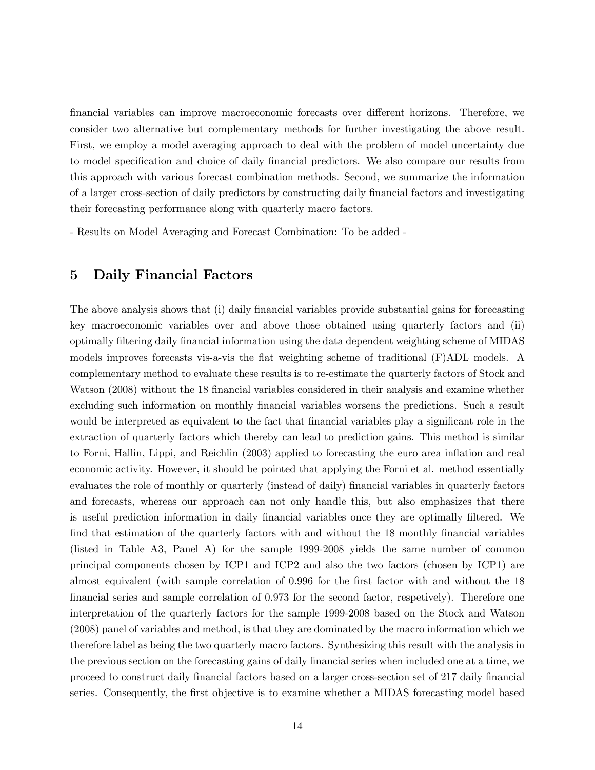financial variables can improve macroeconomic forecasts over different horizons. Therefore, we consider two alternative but complementary methods for further investigating the above result. First, we employ a model averaging approach to deal with the problem of model uncertainty due to model specification and choice of daily financial predictors. We also compare our results from this approach with various forecast combination methods. Second, we summarize the information of a larger cross-section of daily predictors by constructing daily financial factors and investigating their forecasting performance along with quarterly macro factors.

- Results on Model Averaging and Forecast Combination: To be added -

# 5 Daily Financial Factors

The above analysis shows that (i) daily financial variables provide substantial gains for forecasting key macroeconomic variables over and above those obtained using quarterly factors and (ii) optimally filtering daily financial information using the data dependent weighting scheme of MIDAS models improves forecasts vis-a-vis the flat weighting scheme of traditional (F)ADL models. A complementary method to evaluate these results is to re-estimate the quarterly factors of Stock and Watson (2008) without the 18 financial variables considered in their analysis and examine whether excluding such information on monthly financial variables worsens the predictions. Such a result would be interpreted as equivalent to the fact that financial variables play a significant role in the extraction of quarterly factors which thereby can lead to prediction gains. This method is similar to Forni, Hallin, Lippi, and Reichlin (2003) applied to forecasting the euro area inflation and real economic activity. However, it should be pointed that applying the Forni et al. method essentially evaluates the role of monthly or quarterly (instead of daily) financial variables in quarterly factors and forecasts, whereas our approach can not only handle this, but also emphasizes that there is useful prediction information in daily financial variables once they are optimally filtered. We find that estimation of the quarterly factors with and without the 18 monthly financial variables (listed in Table A3, Panel A) for the sample 1999-2008 yields the same number of common principal components chosen by ICP1 and ICP2 and also the two factors (chosen by ICP1) are almost equivalent (with sample correlation of 0.996 for the first factor with and without the 18 financial series and sample correlation of 0.973 for the second factor, respetively). Therefore one interpretation of the quarterly factors for the sample 1999-2008 based on the Stock and Watson (2008) panel of variables and method, is that they are dominated by the macro information which we therefore label as being the two quarterly macro factors. Synthesizing this result with the analysis in the previous section on the forecasting gains of daily financial series when included one at a time, we proceed to construct daily financial factors based on a larger cross-section set of 217 daily financial series. Consequently, the first objective is to examine whether a MIDAS forecasting model based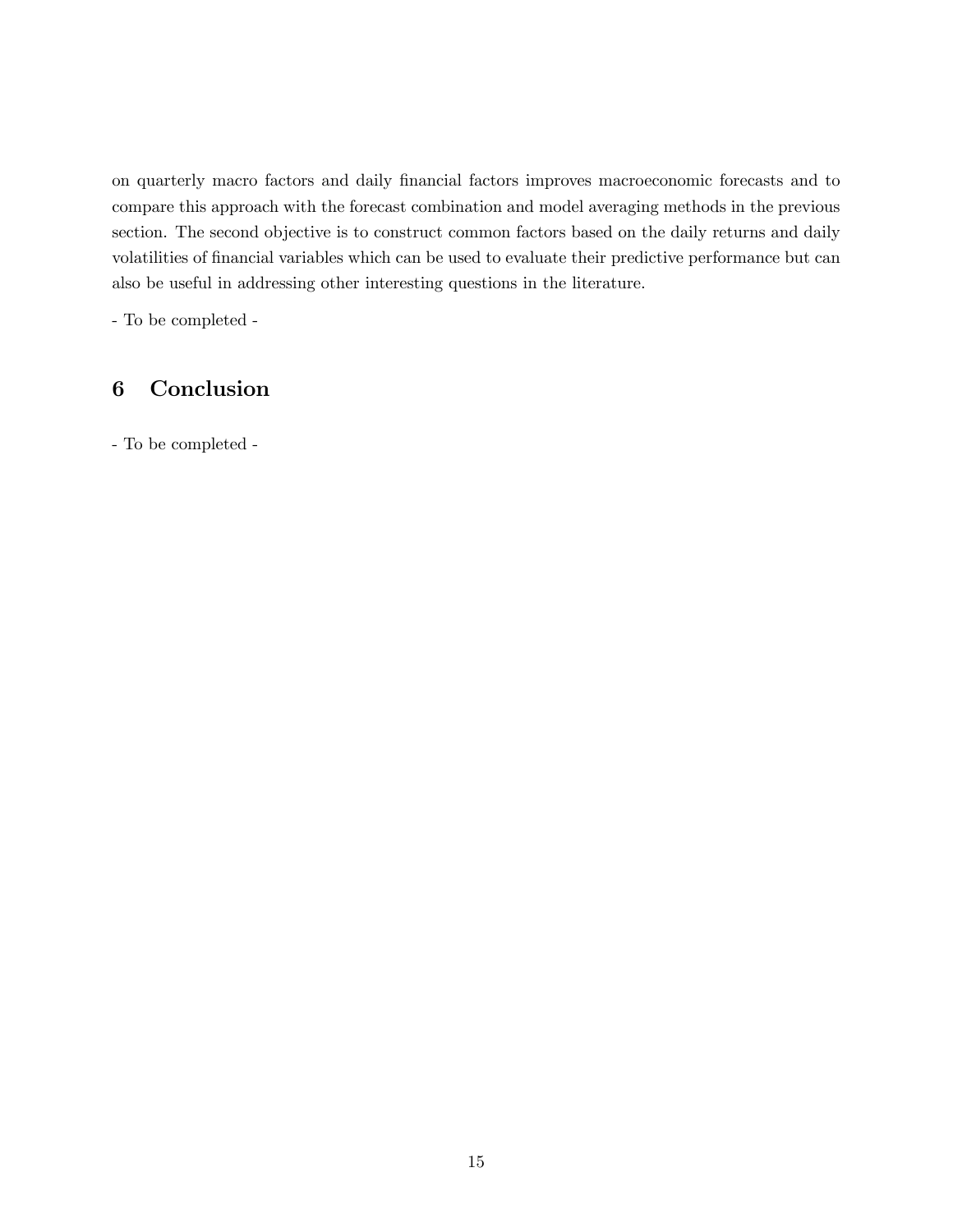on quarterly macro factors and daily financial factors improves macroeconomic forecasts and to compare this approach with the forecast combination and model averaging methods in the previous section. The second objective is to construct common factors based on the daily returns and daily volatilities of financial variables which can be used to evaluate their predictive performance but can also be useful in addressing other interesting questions in the literature.

- To be completed -

# 6 Conclusion

- To be completed -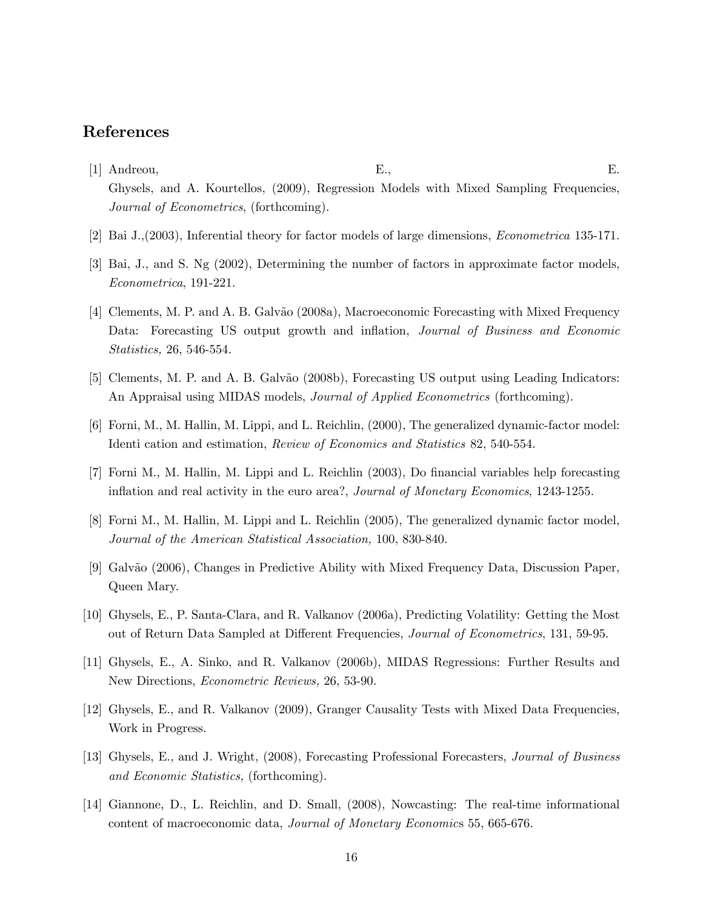## References

[1] Andreou, E., E. Ghysels, and A. Kourtellos, (2009), Regression Models with Mixed Sampling Frequencies, *Journal of Econometrics*, (forthcoming).

[2] Bai J.,(2003), Inferential theory for factor models of large dimensions, *Econometrica* 135-171.

[3] Bai, J., and S. Ng (2002), Determining the number of factors in approximate factor models, *Econometrica*, 191-221.

[4] Clements, M. P. and A. B. Galvão (2008a), Macroeconomic Forecasting with Mixed Frequency Data: Forecasting US output growth and inflation, *Journal of Business and Economic Statistics,* 26, 546-554.

[5] Clements, M. P. and A. B. Galvão (2008b), Forecasting US output using Leading Indicators: An Appraisal using MIDAS models, *Journal of Applied Econometrics* (forthcoming).

[6] Forni, M., M. Hallin, M. Lippi, and L. Reichlin, (2000), The generalized dynamic-factor model: Identi cation and estimation, *Review of Economics and Statistics* 82, 540-554.

[7] Forni M., M. Hallin, M. Lippi and L. Reichlin (2003), Do financial variables help forecasting inflation and real activity in the euro area?, *Journal of Monetary Economics*, 1243-1255.

[8] Forni M., M. Hallin, M. Lippi and L. Reichlin (2005), The generalized dynamic factor model, *Journal of the American Statistical Association,* 100, 830-840.

[9] Galvão (2006), Changes in Predictive Ability with Mixed Frequency Data, Discussion Paper, Queen Mary.

[10] Ghysels, E., P. Santa-Clara, and R. Valkanov (2006a), Predicting Volatility: Getting the Most out of Return Data Sampled at Different Frequencies, *Journal of Econometrics*, 131, 59-95.

[11] Ghysels, E., A. Sinko, and R. Valkanov (2006b), MIDAS Regressions: Further Results and New Directions, *Econometric Reviews,* 26, 53-90.

[12] Ghysels, E., and R. Valkanov (2009), Granger Causality Tests with Mixed Data Frequencies, Work in Progress.

[13] Ghysels, E., and J. Wright, (2008), Forecasting Professional Forecasters, *Journal of Business and Economic Statistics,* (forthcoming).

[14] Giannone, D., L. Reichlin, and D. Small, (2008), Nowcasting: The real-time informational content of macroeconomic data, *Journal of Monetary Economics* 55, 665-676.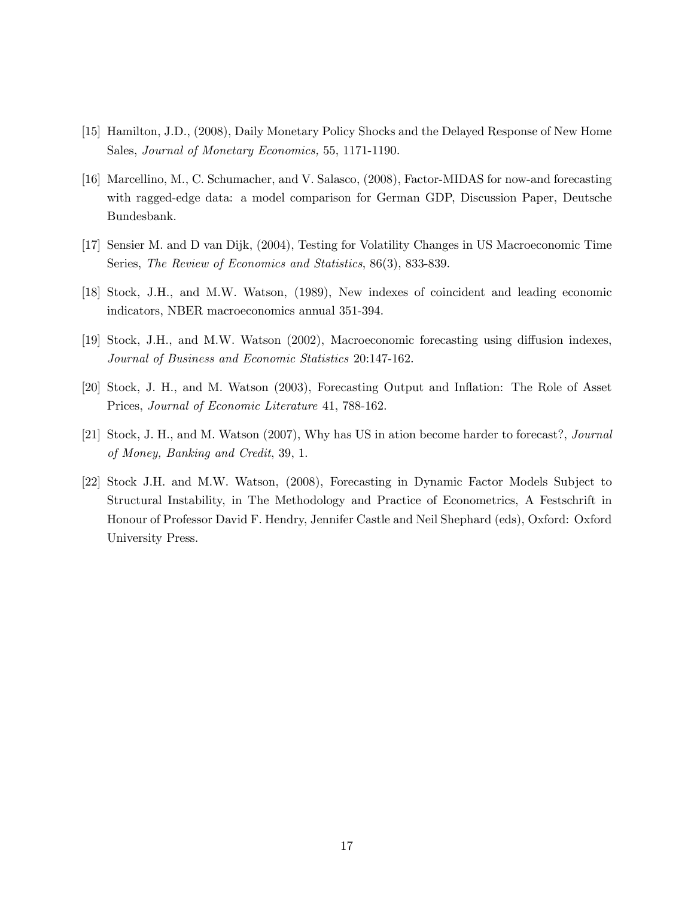[15] Hamilton, J.D., (2008), Daily Monetary Policy Shocks and the Delayed Response of New Home Sales, *Journal of Monetary Economics,* 55, 1171-1190.

[16] Marcellino, M., C. Schumacher, and V. Salasco, (2008), Factor-MIDAS for now-and forecasting with ragged-edge data: a model comparison for German GDP, Discussion Paper, Deutsche Bundesbank.

[17] Sensier M. and D van Dijk, (2004), Testing for Volatility Changes in US Macroeconomic Time Series, *The Review of Economics and Statistics*, 86(3), 833-839.

[18] Stock, J.H., and M.W. Watson, (1989), New indexes of coincident and leading economic indicators, NBER macroeconomics annual 351-394.

[19] Stock, J.H., and M.W. Watson (2002), Macroeconomic forecasting using diffusion indexes, *Journal of Business and Economic Statistics* 20:147-162.

[20] Stock, J. H., and M. Watson (2003), Forecasting Output and Inflation: The Role of Asset Prices, *Journal of Economic Literature* 41, 788-162.

[21] Stock, J. H., and M. Watson (2007), Why has US in ation become harder to forecast?, *Journal of Money, Banking and Credit*, 39, 1.

[22] Stock J.H. and M.W. Watson, (2008), Forecasting in Dynamic Factor Models Subject to Structural Instability, in The Methodology and Practice of Econometrics, A Festschrift in Honour of Professor David F. Hendry, Jennifer Castle and Neil Shephard (eds), Oxford: Oxford University Press.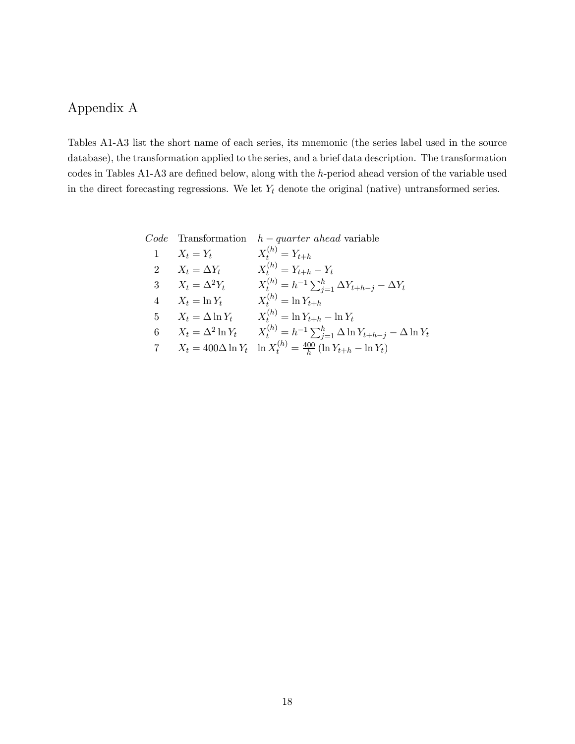# Appendix A

Tables A1-A3 list the short name of each series, its mnemonic (the series label used in the source database), the transformation applied to the series, and a brief data description. The transformation codes in Tables A1-A3 are defined below, along with the $h$-period ahead version of the variable used in the direct forecasting regressions. We let $Y_t$ denote the original (native) untransformed series.

| *Code* | Transformation | $h-$ *quarter ahead* variable |
|---|---|---|
| 1 | $X_t = Y_t$ | $X_t^{(h)} = Y_{t+h}$ |
| 2 | $X_t = \Delta Y_t$ | $X_t^{(h)} = Y_{t+h} - Y_t$ |
| 3 | $X_t = \Delta^2 Y_t$ | $X_t^{(h)} = h^{-1}\sum_{j=1}^{h} \Delta Y_{t+h-j} - \Delta Y_t$ |
| 4 | $X_t = \ln Y_t$ | $X_t^{(h)} = \ln Y_{t+h}$ |
| 5 | $X_t = \Delta \ln Y_t$ | $X_t^{(h)} = \ln Y_{t+h} - \ln Y_t$ |
| 6 | $X_t = \Delta^2 \ln Y_t$ | $X_t^{(h)} = h^{-1}\sum_{j=1}^{h} \Delta \ln Y_{t+h-j} - \Delta \ln Y_t$ |
| 7 | $X_t = 400\Delta \ln Y_t$ | $\ln X_t^{(h)} = \frac{400}{h}\left(\ln Y_{t+h} - \ln Y_t\right)$ |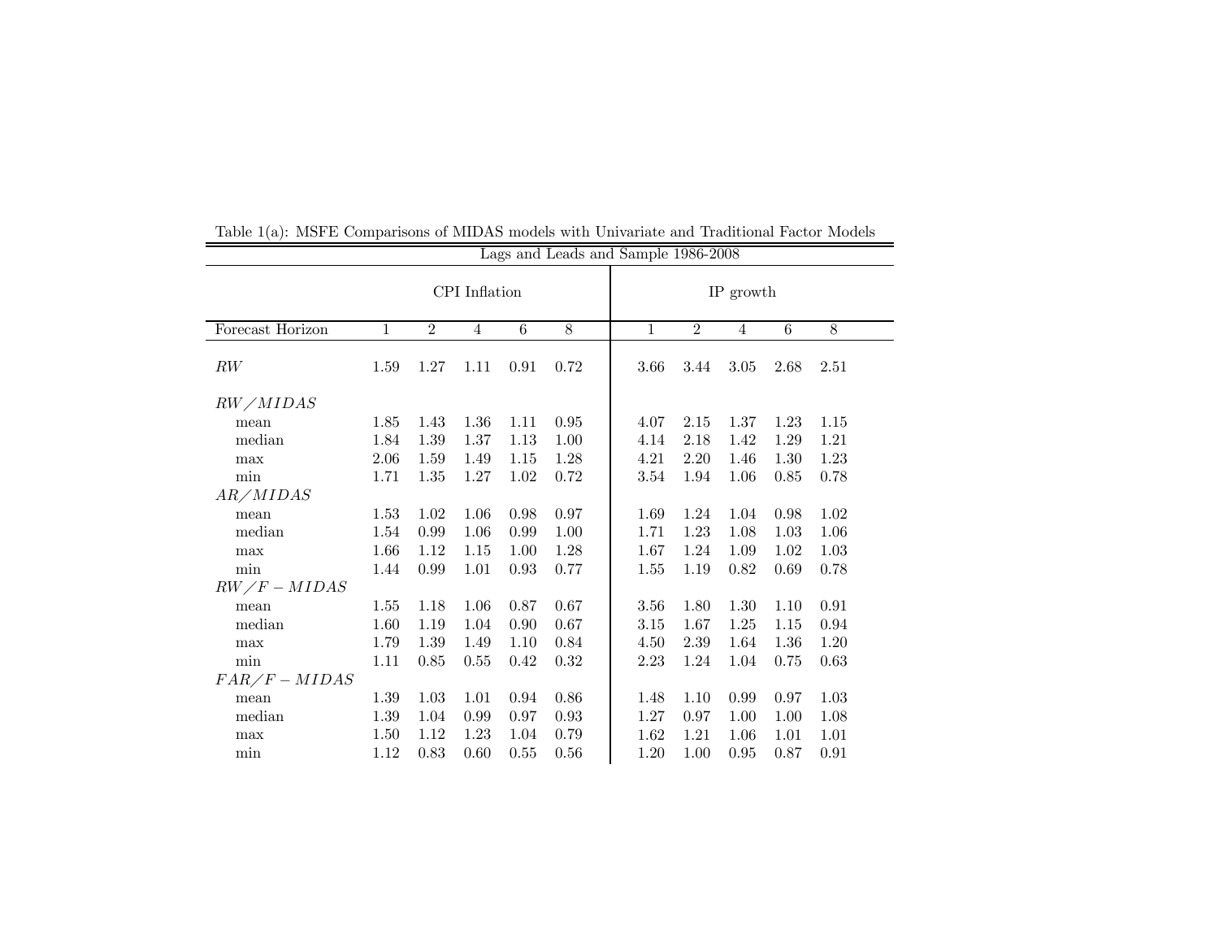Table 1(a): MSFE Comparisons of MIDAS models with Univariate and Traditional Factor Models

| Lags and Leads and Sample 1986-2008 | | | | | | | | | | |
|---|---|---|---|---|---|---|---|---|---|---|
| | CPI Inflation | | | | | IP growth | | | | |
| Forecast Horizon | 1 | 2 | 4 | 6 | 8 | 1 | 2 | 4 | 6 | 8 |
| $RW$ | 1.59 | 1.27 | 1.11 | 0.91 | 0.72 | 3.66 | 3.44 | 3.05 | 2.68 | 2.51 |
| $RW/MIDAS$ | | | | | | | | | | |
| mean | 1.85 | 1.43 | 1.36 | 1.11 | 0.95 | 4.07 | 2.15 | 1.37 | 1.23 | 1.15 |
| median | 1.84 | 1.39 | 1.37 | 1.13 | 1.00 | 4.14 | 2.18 | 1.42 | 1.29 | 1.21 |
| max | 2.06 | 1.59 | 1.49 | 1.15 | 1.28 | 4.21 | 2.20 | 1.46 | 1.30 | 1.23 |
| min | 1.71 | 1.35 | 1.27 | 1.02 | 0.72 | 3.54 | 1.94 | 1.06 | 0.85 | 0.78 |
| $AR/MIDAS$ | | | | | | | | | | |
| mean | 1.53 | 1.02 | 1.06 | 0.98 | 0.97 | 1.69 | 1.24 | 1.04 | 0.98 | 1.02 |
| median | 1.54 | 0.99 | 1.06 | 0.99 | 1.00 | 1.71 | 1.23 | 1.08 | 1.03 | 1.06 |
| max | 1.66 | 1.12 | 1.15 | 1.00 | 1.28 | 1.67 | 1.24 | 1.09 | 1.02 | 1.03 |
| min | 1.44 | 0.99 | 1.01 | 0.93 | 0.77 | 1.55 | 1.19 | 0.82 | 0.69 | 0.78 |
| $RW/F-MIDAS$ | | | | | | | | | | |
| mean | 1.55 | 1.18 | 1.06 | 0.87 | 0.67 | 3.56 | 1.80 | 1.30 | 1.10 | 0.91 |
| median | 1.60 | 1.19 | 1.04 | 0.90 | 0.67 | 3.15 | 1.67 | 1.25 | 1.15 | 0.94 |
| max | 1.79 | 1.39 | 1.49 | 1.10 | 0.84 | 4.50 | 2.39 | 1.64 | 1.36 | 1.20 |
| min | 1.11 | 0.85 | 0.55 | 0.42 | 0.32 | 2.23 | 1.24 | 1.04 | 0.75 | 0.63 |
| $FAR/F-MIDAS$ | | | | | | | | | | |
| mean | 1.39 | 1.03 | 1.01 | 0.94 | 0.86 | 1.48 | 1.10 | 0.99 | 0.97 | 1.03 |
| median | 1.39 | 1.04 | 0.99 | 0.97 | 0.93 | 1.27 | 0.97 | 1.00 | 1.00 | 1.08 |
| max | 1.50 | 1.12 | 1.23 | 1.04 | 0.79 | 1.62 | 1.21 | 1.06 | 1.01 | 1.01 |
| min | 1.12 | 0.83 | 0.60 | 0.55 | 0.56 | 1.20 | 1.00 | 0.95 | 0.87 | 0.91 |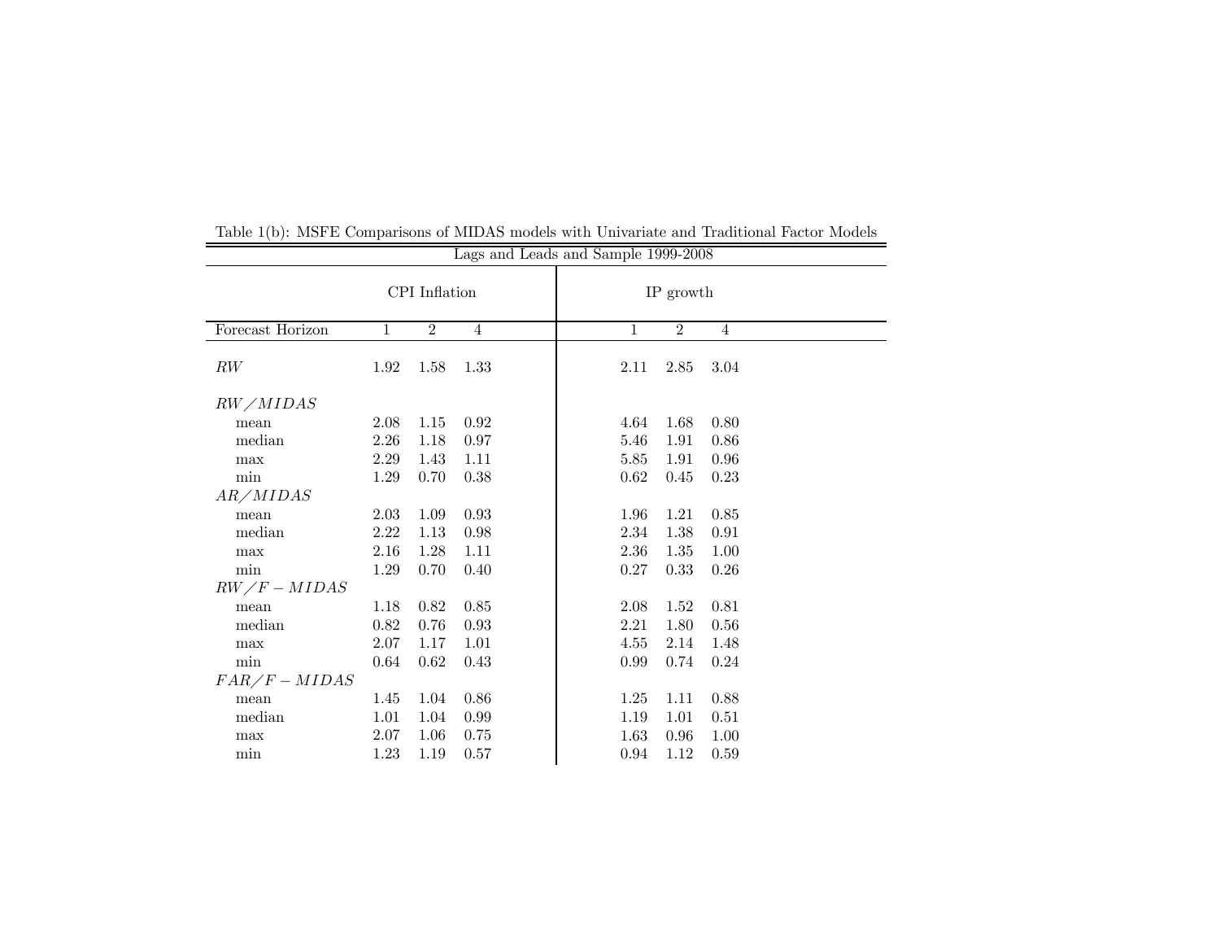Table 1(b): MSFE Comparisons of MIDAS models with Univariate and Traditional Factor Models

| Lags and Leads and Sample 1999-2008 | | | | | | |
|---|---|---|---|---|---|---|
| | CPI Inflation | | | IP growth | | |
| Forecast Horizon | 1 | 2 | 4 | 1 | 2 | 4 |
| $RW$ | 1.92 | 1.58 | 1.33 | 2.11 | 2.85 | 3.04 |
| $RW/MIDAS$ | | | | | | |
| mean | 2.08 | 1.15 | 0.92 | 4.64 | 1.68 | 0.80 |
| median | 2.26 | 1.18 | 0.97 | 5.46 | 1.91 | 0.86 |
| max | 2.29 | 1.43 | 1.11 | 5.85 | 1.91 | 0.96 |
| min | 1.29 | 0.70 | 0.38 | 0.62 | 0.45 | 0.23 |
| $AR/MIDAS$ | | | | | | |
| mean | 2.03 | 1.09 | 0.93 | 1.96 | 1.21 | 0.85 |
| median | 2.22 | 1.13 | 0.98 | 2.34 | 1.38 | 0.91 |
| max | 2.16 | 1.28 | 1.11 | 2.36 | 1.35 | 1.00 |
| min | 1.29 | 0.70 | 0.40 | 0.27 | 0.33 | 0.26 |
| $RW/F-MIDAS$ | | | | | | |
| mean | 1.18 | 0.82 | 0.85 | 2.08 | 1.52 | 0.81 |
| median | 0.82 | 0.76 | 0.93 | 2.21 | 1.80 | 0.56 |
| max | 2.07 | 1.17 | 1.01 | 4.55 | 2.14 | 1.48 |
| min | 0.64 | 0.62 | 0.43 | 0.99 | 0.74 | 0.24 |
| $FAR/F-MIDAS$ | | | | | | |
| mean | 1.45 | 1.04 | 0.86 | 1.25 | 1.11 | 0.88 |
| median | 1.01 | 1.04 | 0.99 | 1.19 | 1.01 | 0.51 |
| max | 2.07 | 1.06 | 0.75 | 1.63 | 0.96 | 1.00 |
| min | 1.23 | 1.19 | 0.57 | 0.94 | 1.12 | 0.59 |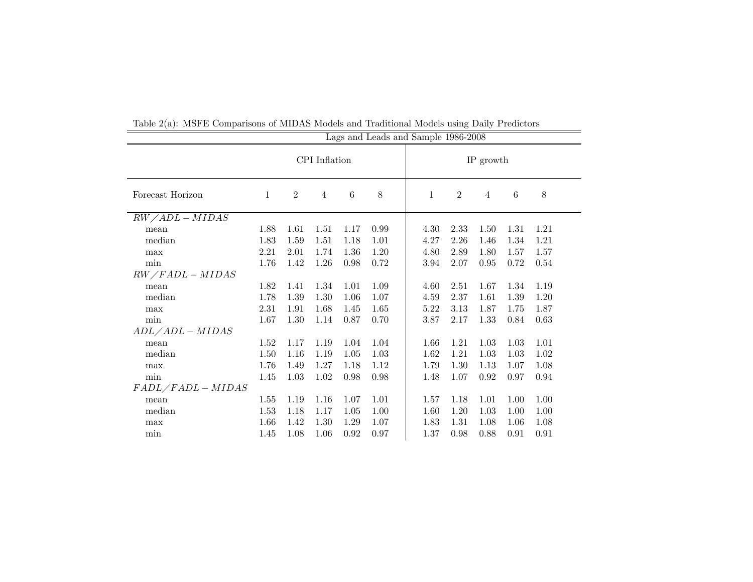Table 2(a): MSFE Comparisons of MIDAS Models and Traditional Models using Daily Predictors

| Lags and Leads and Sample 1986-2008 | | | | | | | | | | |
|---|---|---|---|---|---|---|---|---|---|---|
| | CPI Inflation | | | | | IP growth | | | | |
| Forecast Horizon | 1 | 2 | 4 | 6 | 8 | 1 | 2 | 4 | 6 | 8 |
| $RW/ADL-MIDAS$ | | | | | | | | | | |
| mean | 1.88 | 1.61 | 1.51 | 1.17 | 0.99 | 4.30 | 2.33 | 1.50 | 1.31 | 1.21 |
| median | 1.83 | 1.59 | 1.51 | 1.18 | 1.01 | 4.27 | 2.26 | 1.46 | 1.34 | 1.21 |
| max | 2.21 | 2.01 | 1.74 | 1.36 | 1.20 | 4.80 | 2.89 | 1.80 | 1.57 | 1.57 |
| min | 1.76 | 1.42 | 1.26 | 0.98 | 0.72 | 3.94 | 2.07 | 0.95 | 0.72 | 0.54 |
| $RW/FADL-MIDAS$ | | | | | | | | | | |
| mean | 1.82 | 1.41 | 1.34 | 1.01 | 1.09 | 4.60 | 2.51 | 1.67 | 1.34 | 1.19 |
| median | 1.78 | 1.39 | 1.30 | 1.06 | 1.07 | 4.59 | 2.37 | 1.61 | 1.39 | 1.20 |
| max | 2.31 | 1.91 | 1.68 | 1.45 | 1.65 | 5.22 | 3.13 | 1.87 | 1.75 | 1.87 |
| min | 1.67 | 1.30 | 1.14 | 0.87 | 0.70 | 3.87 | 2.17 | 1.33 | 0.84 | 0.63 |
| $ADL/ADL-MIDAS$ | | | | | | | | | | |
| mean | 1.52 | 1.17 | 1.19 | 1.04 | 1.04 | 1.66 | 1.21 | 1.03 | 1.03 | 1.01 |
| median | 1.50 | 1.16 | 1.19 | 1.05 | 1.03 | 1.62 | 1.21 | 1.03 | 1.03 | 1.02 |
| max | 1.76 | 1.49 | 1.27 | 1.18 | 1.12 | 1.79 | 1.30 | 1.13 | 1.07 | 1.08 |
| min | 1.45 | 1.03 | 1.02 | 0.98 | 0.98 | 1.48 | 1.07 | 0.92 | 0.97 | 0.94 |
| $FADL/FADL-MIDAS$ | | | | | | | | | | |
| mean | 1.55 | 1.19 | 1.16 | 1.07 | 1.01 | 1.57 | 1.18 | 1.01 | 1.00 | 1.00 |
| median | 1.53 | 1.18 | 1.17 | 1.05 | 1.00 | 1.60 | 1.20 | 1.03 | 1.00 | 1.00 |
| max | 1.66 | 1.42 | 1.30 | 1.29 | 1.07 | 1.83 | 1.31 | 1.08 | 1.06 | 1.08 |
| min | 1.45 | 1.08 | 1.06 | 0.92 | 0.97 | 1.37 | 0.98 | 0.88 | 0.91 | 0.91 |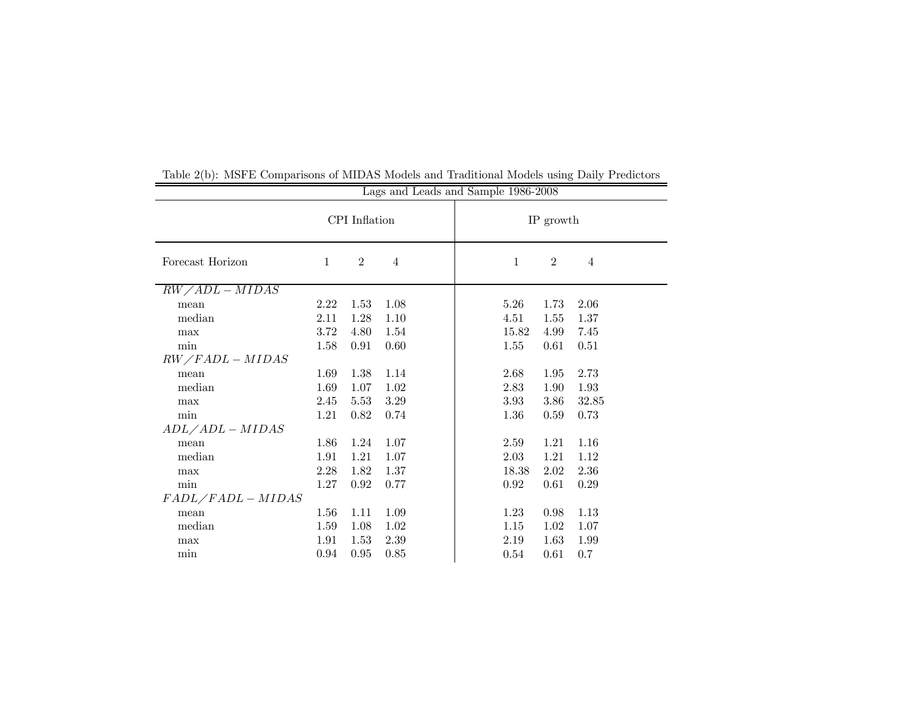Table 2(b): MSFE Comparisons of MIDAS Models and Traditional Models using Daily Predictors

Lags and Leads and Sample 1986-2008

| | CPI Inflation | | | IP growth | | |
|---|---|---|---|---|---|---|
| Forecast Horizon | 1 | 2 | 4 | 1 | 2 | 4 |
| $RW/ADL-MIDAS$ | | | | | | |
| mean | 2.22 | 1.53 | 1.08 | 5.26 | 1.73 | 2.06 |
| median | 2.11 | 1.28 | 1.10 | 4.51 | 1.55 | 1.37 |
| max | 3.72 | 4.80 | 1.54 | 15.82 | 4.99 | 7.45 |
| min | 1.58 | 0.91 | 0.60 | 1.55 | 0.61 | 0.51 |
| $RW/FADL-MIDAS$ | | | | | | |
| mean | 1.69 | 1.38 | 1.14 | 2.68 | 1.95 | 2.73 |
| median | 1.69 | 1.07 | 1.02 | 2.83 | 1.90 | 1.93 |
| max | 2.45 | 5.53 | 3.29 | 3.93 | 3.86 | 32.85 |
| min | 1.21 | 0.82 | 0.74 | 1.36 | 0.59 | 0.73 |
| $ADL/ADL-MIDAS$ | | | | | | |
| mean | 1.86 | 1.24 | 1.07 | 2.59 | 1.21 | 1.16 |
| median | 1.91 | 1.21 | 1.07 | 2.03 | 1.21 | 1.12 |
| max | 2.28 | 1.82 | 1.37 | 18.38 | 2.02 | 2.36 |
| min | 1.27 | 0.92 | 0.77 | 0.92 | 0.61 | 0.29 |
| $FADL/FADL-MIDAS$ | | | | | | |
| mean | 1.56 | 1.11 | 1.09 | 1.23 | 0.98 | 1.13 |
| median | 1.59 | 1.08 | 1.02 | 1.15 | 1.02 | 1.07 |
| max | 1.91 | 1.53 | 2.39 | 2.19 | 1.63 | 1.99 |
| min | 0.94 | 0.95 | 0.85 | 0.54 | 0.61 | 0.7 |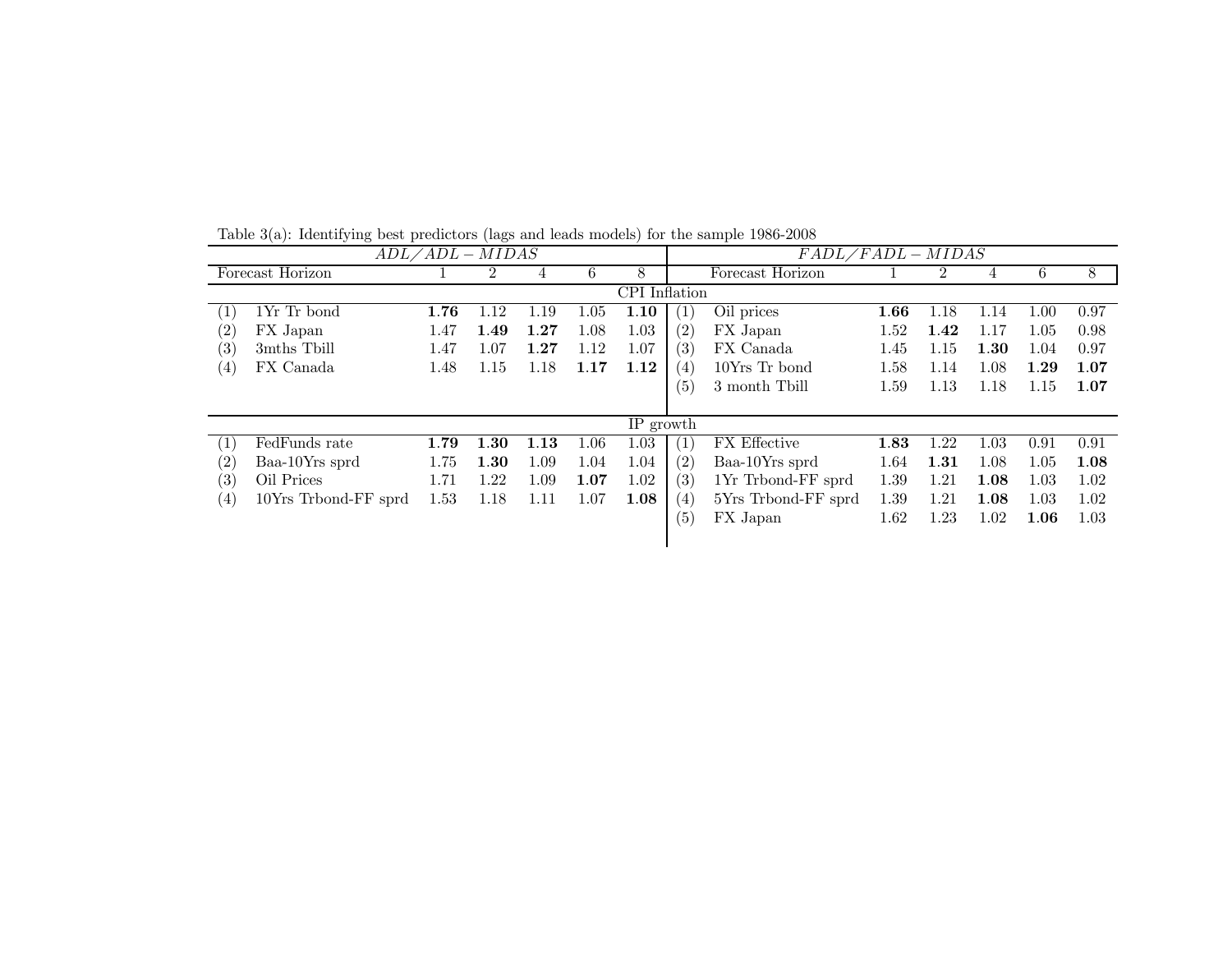Table 3(a): Identifying best predictors (lags and leads models) for the sample 1986-2008

| | $ADL/ADL-MIDAS$ | | | | | | | $FADL/FADL-MIDAS$ | | | | | |
|---|---|---|---|---|---|---|---|---|---|---|---|---|---|
| | Forecast Horizon | 1 | 2 | 4 | 6 | 8 | | Forecast Horizon | 1 | 2 | 4 | 6 | 8 |
| | | | | | | CPI Inflation | | | | | | | |
| (1) | 1Yr Tr bond | **1.76** | 1.12 | 1.19 | 1.05 | **1.10** | (1) | Oil prices | **1.66** | 1.18 | 1.14 | 1.00 | 0.97 |
| (2) | FX Japan | 1.47 | **1.49** | **1.27** | 1.08 | 1.03 | (2) | FX Japan | 1.52 | **1.42** | 1.17 | 1.05 | 0.98 |
| (3) | 3mths Tbill | 1.47 | 1.07 | **1.27** | 1.12 | 1.07 | (3) | FX Canada | 1.45 | 1.15 | **1.30** | 1.04 | 0.97 |
| (4) | FX Canada | 1.48 | 1.15 | 1.18 | **1.17** | **1.12** | (4) | 10Yrs Tr bond | 1.58 | 1.14 | 1.08 | **1.29** | **1.07** |
| | | | | | | | (5) | 3 month Tbill | 1.59 | 1.13 | 1.18 | 1.15 | **1.07** |
| | | | | | | IP growth | | | | | | | |
| (1) | FedFunds rate | **1.79** | **1.30** | **1.13** | 1.06 | 1.03 | (1) | FX Effective | **1.83** | 1.22 | 1.03 | 0.91 | 0.91 |
| (2) | Baa-10Yrs sprd | 1.75 | **1.30** | 1.09 | 1.04 | 1.04 | (2) | Baa-10Yrs sprd | 1.64 | **1.31** | 1.08 | 1.05 | **1.08** |
| (3) | Oil Prices | 1.71 | 1.22 | 1.09 | **1.07** | 1.02 | (3) | 1Yr Trbond-FF sprd | 1.39 | 1.21 | **1.08** | 1.03 | 1.02 |
| (4) | 10Yrs Trbond-FF sprd | 1.53 | 1.18 | 1.11 | 1.07 | **1.08** | (4) | 5Yrs Trbond-FF sprd | 1.39 | 1.21 | **1.08** | 1.03 | 1.02 |
| | | | | | | | (5) | FX Japan | 1.62 | 1.23 | 1.02 | **1.06** | 1.03 |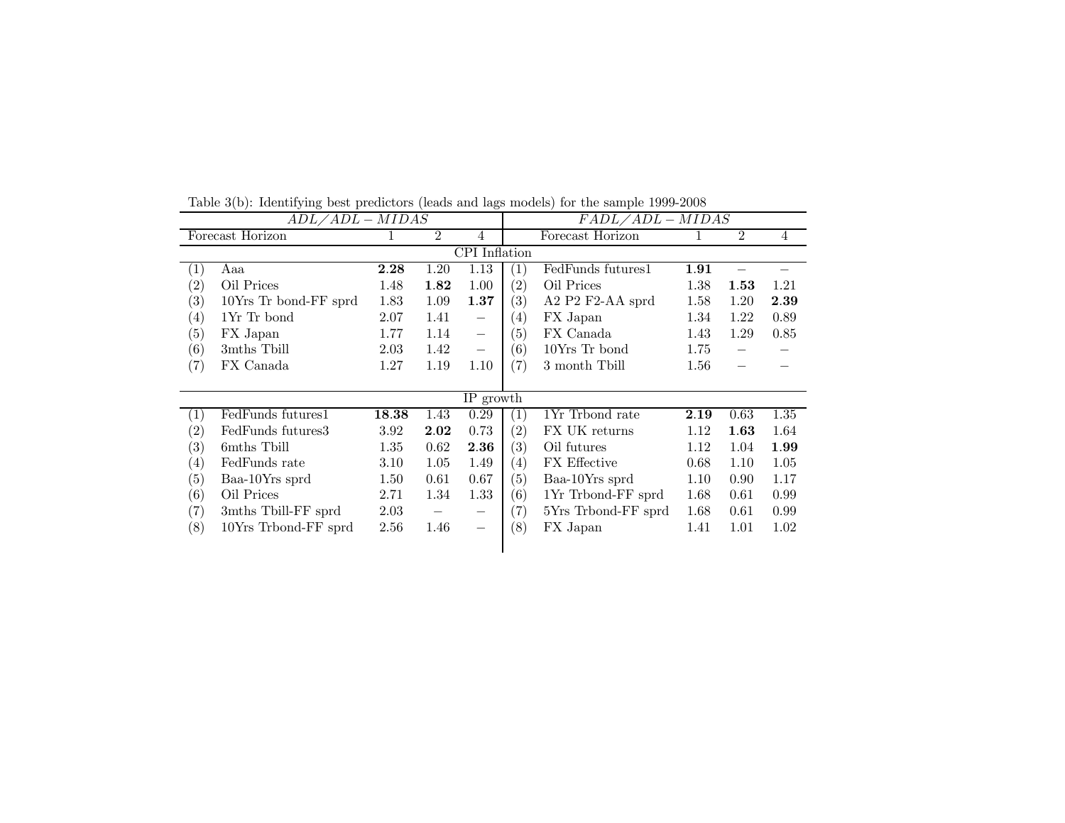Table 3(b): Identifying best predictors (leads and lags models) for the sample 1999-2008

| | $ADL/ADL-MIDAS$ | | | | | $FADL/ADL-MIDAS$ | | | |
|---|---|---|---|---|---|---|---|---|---|
| | Forecast Horizon | 1 | 2 | 4 | | Forecast Horizon | 1 | 2 | 4 |
| | **CPI Inflation** | | | | | | | | |
| (1) | Aaa | **2.28** | 1.20 | 1.13 | (1) | FedFunds futures1 | **1.91** | – | – |
| (2) | Oil Prices | 1.48 | **1.82** | 1.00 | (2) | Oil Prices | 1.38 | **1.53** | 1.21 |
| (3) | 10Yrs Tr bond-FF sprd | 1.83 | 1.09 | **1.37** | (3) | A2 P2 F2-AA sprd | 1.58 | 1.20 | **2.39** |
| (4) | 1Yr Tr bond | 2.07 | 1.41 | – | (4) | FX Japan | 1.34 | 1.22 | 0.89 |
| (5) | FX Japan | 1.77 | 1.14 | – | (5) | FX Canada | 1.43 | 1.29 | 0.85 |
| (6) | 3mths Tbill | 2.03 | 1.42 | – | (6) | 10Yrs Tr bond | 1.75 | – | – |
| (7) | FX Canada | 1.27 | 1.19 | 1.10 | (7) | 3 month Tbill | 1.56 | – | – |
| | **IP growth** | | | | | | | | |
| (1) | FedFunds futures1 | **18.38** | 1.43 | 0.29 | (1) | 1Yr Trbond rate | **2.19** | 0.63 | 1.35 |
| (2) | FedFunds futures3 | 3.92 | **2.02** | 0.73 | (2) | FX UK returns | 1.12 | **1.63** | 1.64 |
| (3) | 6mths Tbill | 1.35 | 0.62 | **2.36** | (3) | Oil futures | 1.12 | 1.04 | **1.99** |
| (4) | FedFunds rate | 3.10 | 1.05 | 1.49 | (4) | FX Effective | 0.68 | 1.10 | 1.05 |
| (5) | Baa-10Yrs sprd | 1.50 | 0.61 | 0.67 | (5) | Baa-10Yrs sprd | 1.10 | 0.90 | 1.17 |
| (6) | Oil Prices | 2.71 | 1.34 | 1.33 | (6) | 1Yr Trbond-FF sprd | 1.68 | 0.61 | 0.99 |
| (7) | 3mths Tbill-FF sprd | 2.03 | – | – | (7) | 5Yrs Trbond-FF sprd | 1.68 | 0.61 | 0.99 |
| (8) | 10Yrs Trbond-FF sprd | 2.56 | 1.46 | – | (8) | FX Japan | 1.41 | 1.01 | 1.02 |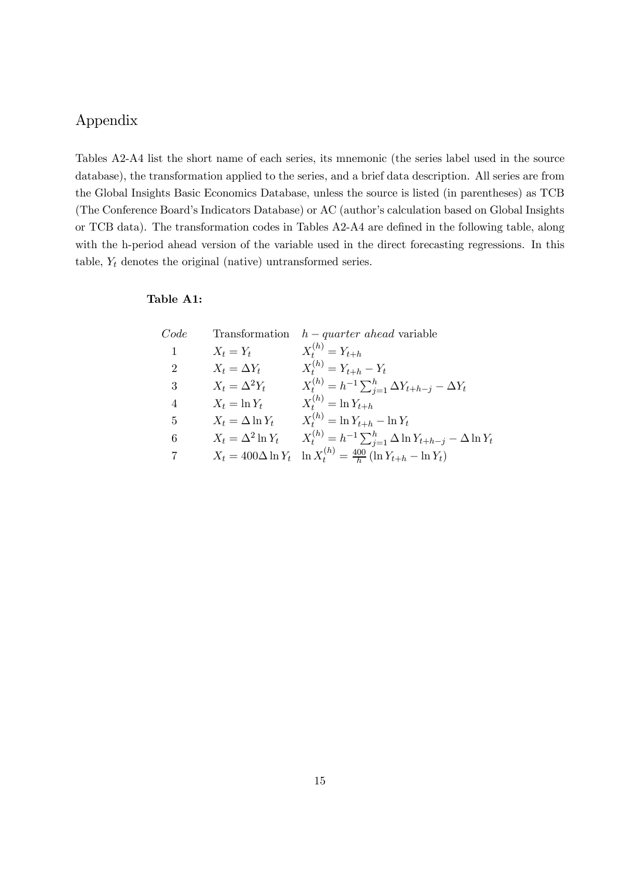# Appendix

Tables A2-A4 list the short name of each series, its mnemonic (the series label used in the source database), the transformation applied to the series, and a brief data description. All series are from the Global Insights Basic Economics Database, unless the source is listed (in parentheses) as TCB (The Conference Board's Indicators Database) or AC (author's calculation based on Global Insights or TCB data). The transformation codes in Tables A2-A4 are defined in the following table, along with the h-period ahead version of the variable used in the direct forecasting regressions. In this table, $Y_t$ denotes the original (native) untransformed series.

**Table A1:**

| *Code* | Transformation | $h-$*quarter ahead* variable |
|---|---|---|
| 1 | $X_t = Y_t$ | $X_t^{(h)} = Y_{t+h}$ |
| 2 | $X_t = \Delta Y_t$ | $X_t^{(h)} = Y_{t+h} - Y_t$ |
| 3 | $X_t = \Delta^2 Y_t$ | $X_t^{(h)} = h^{-1} \sum_{j=1}^{h} \Delta Y_{t+h-j} - \Delta Y_t$ |
| 4 | $X_t = \ln Y_t$ | $X_t^{(h)} = \ln Y_{t+h}$ |
| 5 | $X_t = \Delta \ln Y_t$ | $X_t^{(h)} = \ln Y_{t+h} - \ln Y_t$ |
| 6 | $X_t = \Delta^2 \ln Y_t$ | $X_t^{(h)} = h^{-1} \sum_{j=1}^{h} \Delta \ln Y_{t+h-j} - \Delta \ln Y_t$ |
| 7 | $X_t = 400 \Delta \ln Y_t$ | $\ln X_t^{(h)} = \frac{400}{h} \left( \ln Y_{t+h} - \ln Y_t \right)$ |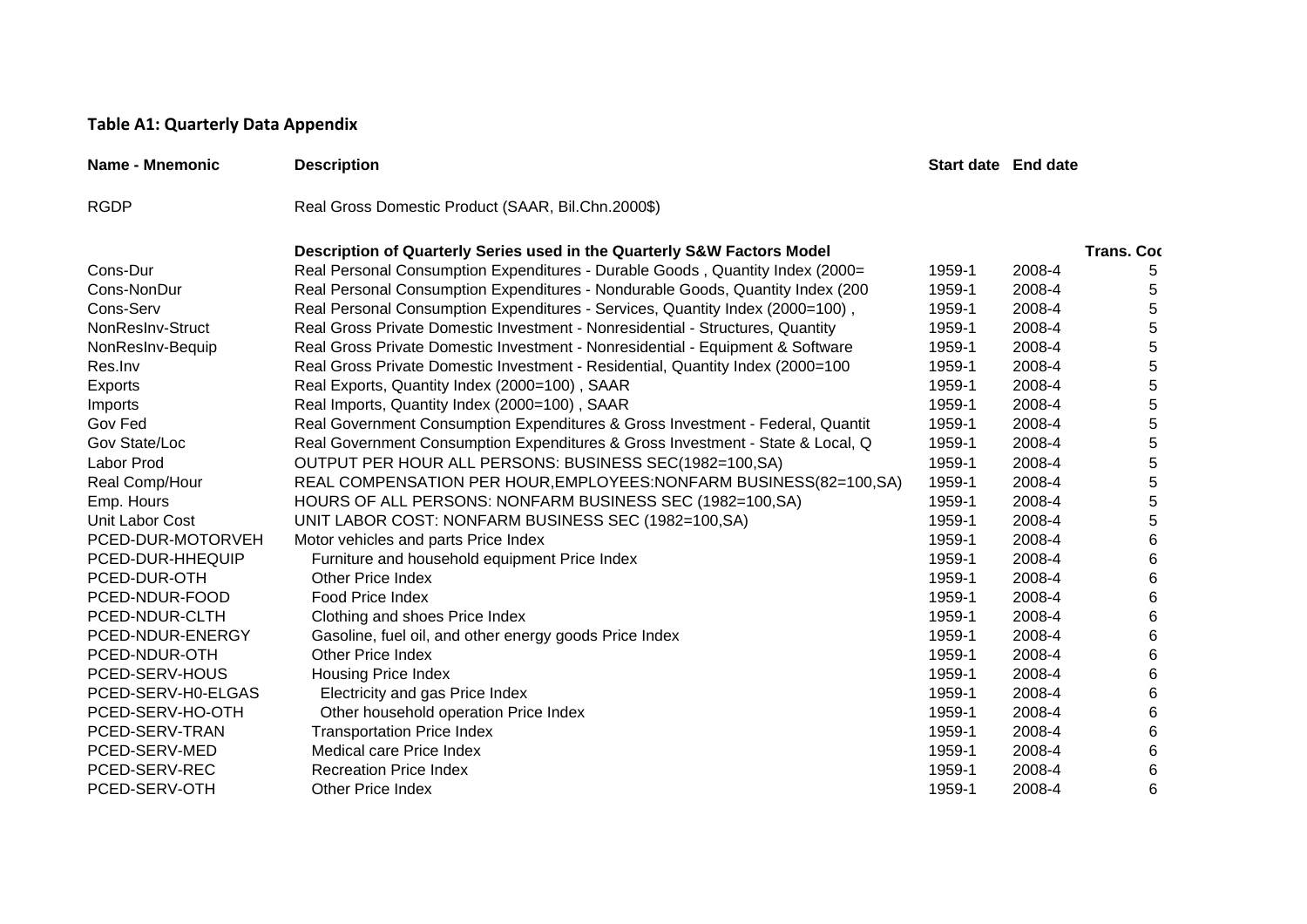**Table A1: Quarterly Data Appendix**

| Name - Mnemonic | Description | Start date | End date | |
|---|---|---|---|---|
| RGDP | Real Gross Domestic Product (SAAR, Bil.Chn.2000$) | | | |
| | **Description of Quarterly Series used in the Quarterly S&W Factors Model** | | | **Trans. Coc** |
| Cons-Dur | Real Personal Consumption Expenditures - Durable Goods , Quantity Index (2000= | 1959-1 | 2008-4 | 5 |
| Cons-NonDur | Real Personal Consumption Expenditures - Nondurable Goods, Quantity Index (200 | 1959-1 | 2008-4 | 5 |
| Cons-Serv | Real Personal Consumption Expenditures - Services, Quantity Index (2000=100) , | 1959-1 | 2008-4 | 5 |
| NonResInv-Struct | Real Gross Private Domestic Investment - Nonresidential - Structures, Quantity | 1959-1 | 2008-4 | 5 |
| NonResInv-Bequip | Real Gross Private Domestic Investment - Nonresidential - Equipment & Software | 1959-1 | 2008-4 | 5 |
| Res.Inv | Real Gross Private Domestic Investment - Residential, Quantity Index (2000=100 | 1959-1 | 2008-4 | 5 |
| Exports | Real Exports, Quantity Index (2000=100) , SAAR | 1959-1 | 2008-4 | 5 |
| Imports | Real Imports, Quantity Index (2000=100) , SAAR | 1959-1 | 2008-4 | 5 |
| Gov Fed | Real Government Consumption Expenditures & Gross Investment - Federal, Quantit | 1959-1 | 2008-4 | 5 |
| Gov State/Loc | Real Government Consumption Expenditures & Gross Investment - State & Local, Q | 1959-1 | 2008-4 | 5 |
| Labor Prod | OUTPUT PER HOUR ALL PERSONS: BUSINESS SEC(1982=100,SA) | 1959-1 | 2008-4 | 5 |
| Real Comp/Hour | REAL COMPENSATION PER HOUR,EMPLOYEES:NONFARM BUSINESS(82=100,SA) | 1959-1 | 2008-4 | 5 |
| Emp. Hours | HOURS OF ALL PERSONS: NONFARM BUSINESS SEC (1982=100,SA) | 1959-1 | 2008-4 | 5 |
| Unit Labor Cost | UNIT LABOR COST: NONFARM BUSINESS SEC (1982=100,SA) | 1959-1 | 2008-4 | 5 |
| PCED-DUR-MOTORVEH | Motor vehicles and parts Price Index | 1959-1 | 2008-4 | 6 |
| PCED-DUR-HHEQUIP | Furniture and household equipment Price Index | 1959-1 | 2008-4 | 6 |
| PCED-DUR-OTH | Other Price Index | 1959-1 | 2008-4 | 6 |
| PCED-NDUR-FOOD | Food Price Index | 1959-1 | 2008-4 | 6 |
| PCED-NDUR-CLTH | Clothing and shoes Price Index | 1959-1 | 2008-4 | 6 |
| PCED-NDUR-ENERGY | Gasoline, fuel oil, and other energy goods Price Index | 1959-1 | 2008-4 | 6 |
| PCED-NDUR-OTH | Other Price Index | 1959-1 | 2008-4 | 6 |
| PCED-SERV-HOUS | Housing Price Index | 1959-1 | 2008-4 | 6 |
| PCED-SERV-H0-ELGAS | Electricity and gas Price Index | 1959-1 | 2008-4 | 6 |
| PCED-SERV-HO-OTH | Other household operation Price Index | 1959-1 | 2008-4 | 6 |
| PCED-SERV-TRAN | Transportation Price Index | 1959-1 | 2008-4 | 6 |
| PCED-SERV-MED | Medical care Price Index | 1959-1 | 2008-4 | 6 |
| PCED-SERV-REC | Recreation Price Index | 1959-1 | 2008-4 | 6 |
| PCED-SERV-OTH | Other Price Index | 1959-1 | 2008-4 | 6 |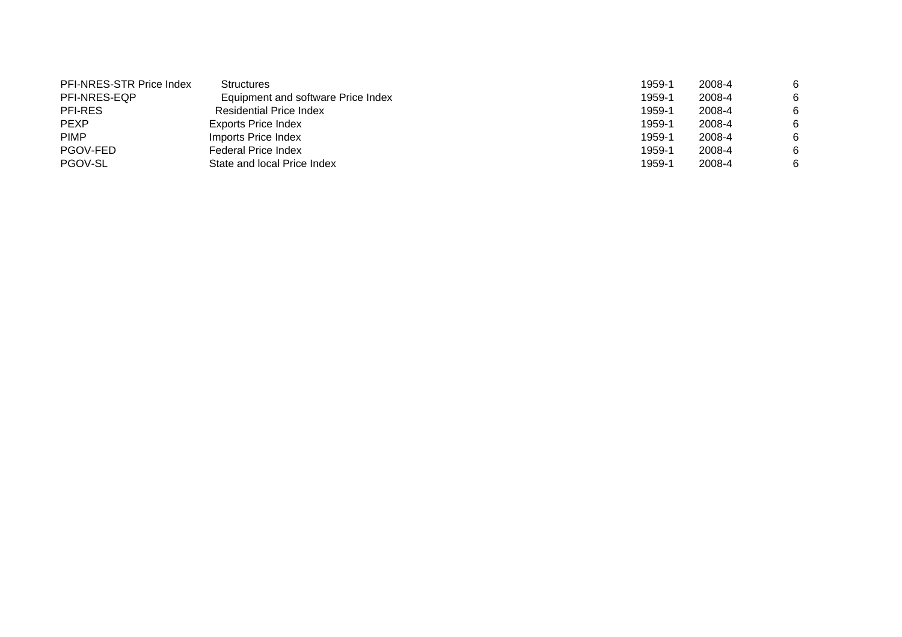| | | | | |
|---|---|---|---|---|
| PFI-NRES-STR Price Index | Structures | 1959-1 | 2008-4 | 6 |
| PFI-NRES-EQP | Equipment and software Price Index | 1959-1 | 2008-4 | 6 |
| PFI-RES | Residential Price Index | 1959-1 | 2008-4 | 6 |
| PEXP | Exports Price Index | 1959-1 | 2008-4 | 6 |
| PIMP | Imports Price Index | 1959-1 | 2008-4 | 6 |
| PGOV-FED | Federal Price Index | 1959-1 | 2008-4 | 6 |
| PGOV-SL | State and local Price Index | 1959-1 | 2008-4 | 6 |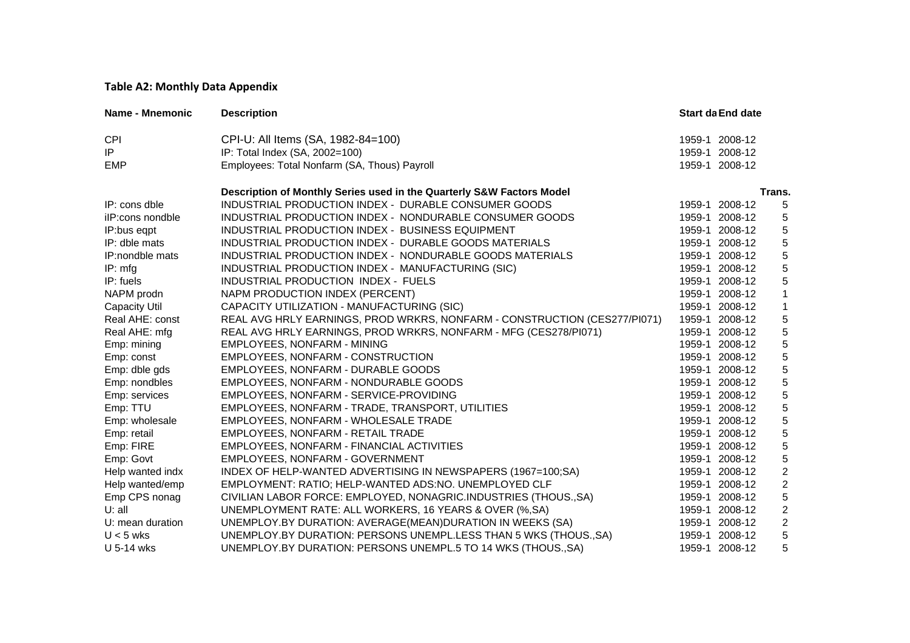## Table A2: Monthly Data Appendix

| Name - Mnemonic | Description | Start da | End date | |
|---|---|---|---|---|
| CPI | CPI-U: All Items (SA, 1982-84=100) | 1959-1 | 2008-12 | |
| IP | IP: Total Index (SA, 2002=100) | 1959-1 | 2008-12 | |
| EMP | Employees: Total Nonfarm (SA, Thous) Payroll | 1959-1 | 2008-12 | |
| | **Description of Monthly Series used in the Quarterly S&W Factors Model** | | | **Trans.** |
| IP: cons dble | INDUSTRIAL PRODUCTION INDEX - DURABLE CONSUMER GOODS | 1959-1 | 2008-12 | 5 |
| iIP:cons nondble | INDUSTRIAL PRODUCTION INDEX - NONDURABLE CONSUMER GOODS | 1959-1 | 2008-12 | 5 |
| IP:bus eqpt | INDUSTRIAL PRODUCTION INDEX - BUSINESS EQUIPMENT | 1959-1 | 2008-12 | 5 |
| IP: dble mats | INDUSTRIAL PRODUCTION INDEX - DURABLE GOODS MATERIALS | 1959-1 | 2008-12 | 5 |
| IP:nondble mats | INDUSTRIAL PRODUCTION INDEX - NONDURABLE GOODS MATERIALS | 1959-1 | 2008-12 | 5 |
| IP: mfg | INDUSTRIAL PRODUCTION INDEX - MANUFACTURING (SIC) | 1959-1 | 2008-12 | 5 |
| IP: fuels | INDUSTRIAL PRODUCTION INDEX - FUELS | 1959-1 | 2008-12 | 5 |
| NAPM prodn | NAPM PRODUCTION INDEX (PERCENT) | 1959-1 | 2008-12 | 1 |
| Capacity Util | CAPACITY UTILIZATION - MANUFACTURING (SIC) | 1959-1 | 2008-12 | 1 |
| Real AHE: const | REAL AVG HRLY EARNINGS, PROD WRKRS, NONFARM - CONSTRUCTION (CES277/PI071) | 1959-1 | 2008-12 | 5 |
| Real AHE: mfg | REAL AVG HRLY EARNINGS, PROD WRKRS, NONFARM - MFG (CES278/PI071) | 1959-1 | 2008-12 | 5 |
| Emp: mining | EMPLOYEES, NONFARM - MINING | 1959-1 | 2008-12 | 5 |
| Emp: const | EMPLOYEES, NONFARM - CONSTRUCTION | 1959-1 | 2008-12 | 5 |
| Emp: dble gds | EMPLOYEES, NONFARM - DURABLE GOODS | 1959-1 | 2008-12 | 5 |
| Emp: nondbles | EMPLOYEES, NONFARM - NONDURABLE GOODS | 1959-1 | 2008-12 | 5 |
| Emp: services | EMPLOYEES, NONFARM - SERVICE-PROVIDING | 1959-1 | 2008-12 | 5 |
| Emp: TTU | EMPLOYEES, NONFARM - TRADE, TRANSPORT, UTILITIES | 1959-1 | 2008-12 | 5 |
| Emp: wholesale | EMPLOYEES, NONFARM - WHOLESALE TRADE | 1959-1 | 2008-12 | 5 |
| Emp: retail | EMPLOYEES, NONFARM - RETAIL TRADE | 1959-1 | 2008-12 | 5 |
| Emp: FIRE | EMPLOYEES, NONFARM - FINANCIAL ACTIVITIES | 1959-1 | 2008-12 | 5 |
| Emp: Govt | EMPLOYEES, NONFARM - GOVERNMENT | 1959-1 | 2008-12 | 5 |
| Help wanted indx | INDEX OF HELP-WANTED ADVERTISING IN NEWSPAPERS (1967=100;SA) | 1959-1 | 2008-12 | 2 |
| Help wanted/emp | EMPLOYMENT: RATIO; HELP-WANTED ADS:NO. UNEMPLOYED CLF | 1959-1 | 2008-12 | 2 |
| Emp CPS nonag | CIVILIAN LABOR FORCE: EMPLOYED, NONAGRIC.INDUSTRIES (THOUS.,SA) | 1959-1 | 2008-12 | 5 |
| U: all | UNEMPLOYMENT RATE: ALL WORKERS, 16 YEARS & OVER (%,SA) | 1959-1 | 2008-12 | 2 |
| U: mean duration | UNEMPLOY.BY DURATION: AVERAGE(MEAN)DURATION IN WEEKS (SA) | 1959-1 | 2008-12 | 2 |
| U < 5 wks | UNEMPLOY.BY DURATION: PERSONS UNEMPL.LESS THAN 5 WKS (THOUS.,SA) | 1959-1 | 2008-12 | 5 |
| U 5-14 wks | UNEMPLOY.BY DURATION: PERSONS UNEMPL.5 TO 14 WKS (THOUS.,SA) | 1959-1 | 2008-12 | 5 |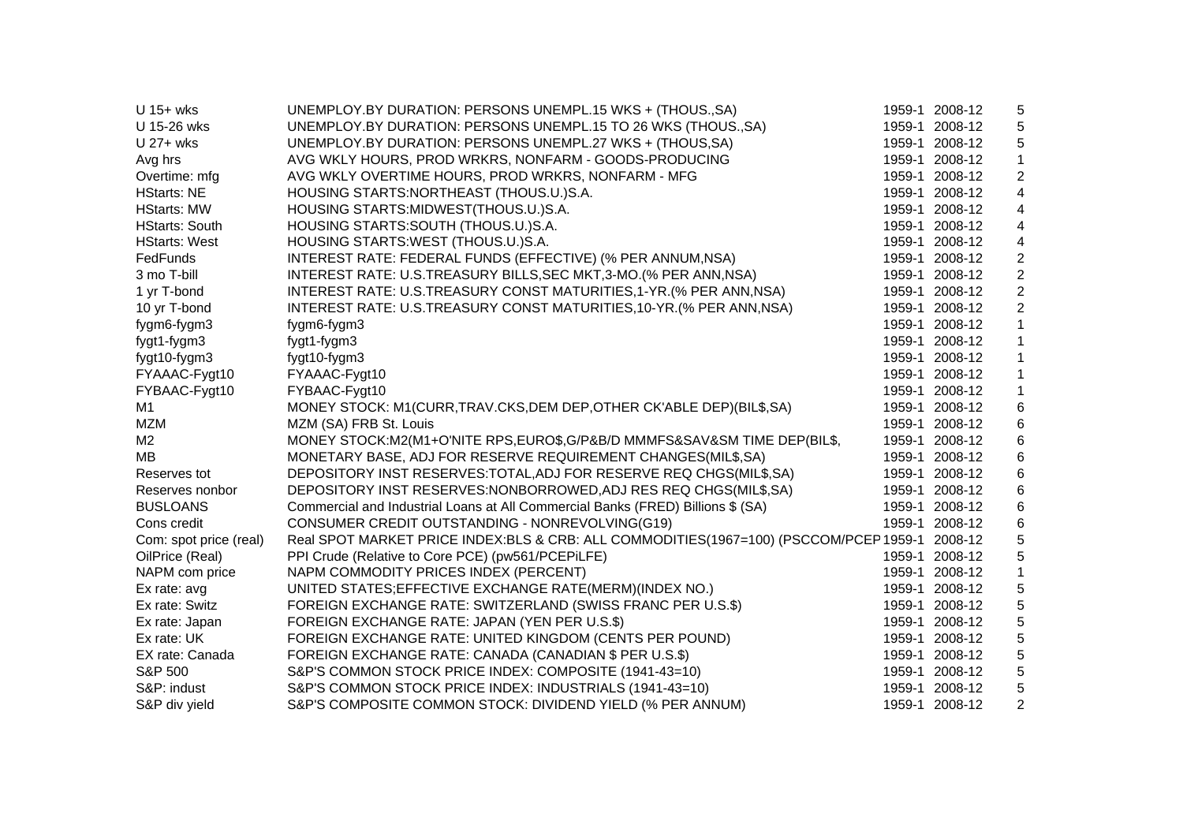| | | | | |
|---|---|---|---|---|
| U 15+ wks | UNEMPLOY.BY DURATION: PERSONS UNEMPL.15 WKS + (THOUS.,SA) | 1959-1 | 2008-12 | 5 |
| U 15-26 wks | UNEMPLOY.BY DURATION: PERSONS UNEMPL.15 TO 26 WKS (THOUS.,SA) | 1959-1 | 2008-12 | 5 |
| U 27+ wks | UNEMPLOY.BY DURATION: PERSONS UNEMPL.27 WKS + (THOUS,SA) | 1959-1 | 2008-12 | 5 |
| Avg hrs | AVG WKLY HOURS, PROD WRKRS, NONFARM - GOODS-PRODUCING | 1959-1 | 2008-12 | 1 |
| Overtime: mfg | AVG WKLY OVERTIME HOURS, PROD WRKRS, NONFARM - MFG | 1959-1 | 2008-12 | 2 |
| HStarts: NE | HOUSING STARTS:NORTHEAST (THOUS.U.)S.A. | 1959-1 | 2008-12 | 4 |
| HStarts: MW | HOUSING STARTS:MIDWEST(THOUS.U.)S.A. | 1959-1 | 2008-12 | 4 |
| HStarts: South | HOUSING STARTS:SOUTH (THOUS.U.)S.A. | 1959-1 | 2008-12 | 4 |
| HStarts: West | HOUSING STARTS:WEST (THOUS.U.)S.A. | 1959-1 | 2008-12 | 4 |
| FedFunds | INTEREST RATE: FEDERAL FUNDS (EFFECTIVE) (% PER ANNUM,NSA) | 1959-1 | 2008-12 | 2 |
| 3 mo T-bill | INTEREST RATE: U.S.TREASURY BILLS,SEC MKT,3-MO.(% PER ANN,NSA) | 1959-1 | 2008-12 | 2 |
| 1 yr T-bond | INTEREST RATE: U.S.TREASURY CONST MATURITIES,1-YR.(% PER ANN,NSA) | 1959-1 | 2008-12 | 2 |
| 10 yr T-bond | INTEREST RATE: U.S.TREASURY CONST MATURITIES,10-YR.(% PER ANN,NSA) | 1959-1 | 2008-12 | 2 |
| fygm6-fygm3 | fygm6-fygm3 | 1959-1 | 2008-12 | 1 |
| fygt1-fygm3 | fygt1-fygm3 | 1959-1 | 2008-12 | 1 |
| fygt10-fygm3 | fygt10-fygm3 | 1959-1 | 2008-12 | 1 |
| FYAAAC-Fygt10 | FYAAAC-Fygt10 | 1959-1 | 2008-12 | 1 |
| FYBAAC-Fygt10 | FYBAAC-Fygt10 | 1959-1 | 2008-12 | 1 |
| M1 | MONEY STOCK: M1(CURR,TRAV.CKS,DEM DEP,OTHER CK'ABLE DEP)(BIL$,SA) | 1959-1 | 2008-12 | 6 |
| MZM | MZM (SA) FRB St. Louis | 1959-1 | 2008-12 | 6 |
| M2 | MONEY STOCK:M2(M1+O'NITE RPS,EURO$,G/P&B/D MMMFS&SAV&SM TIME DEP(BIL$, | 1959-1 | 2008-12 | 6 |
| MB | MONETARY BASE, ADJ FOR RESERVE REQUIREMENT CHANGES(MIL$,SA) | 1959-1 | 2008-12 | 6 |
| Reserves tot | DEPOSITORY INST RESERVES:TOTAL,ADJ FOR RESERVE REQ CHGS(MIL$,SA) | 1959-1 | 2008-12 | 6 |
| Reserves nonbor | DEPOSITORY INST RESERVES:NONBORROWED,ADJ RES REQ CHGS(MIL$,SA) | 1959-1 | 2008-12 | 6 |
| BUSLOANS | Commercial and Industrial Loans at All Commercial Banks (FRED) Billions $ (SA) | 1959-1 | 2008-12 | 6 |
| Cons credit | CONSUMER CREDIT OUTSTANDING - NONREVOLVING(G19) | 1959-1 | 2008-12 | 6 |
| Com: spot price (real) | Real SPOT MARKET PRICE INDEX:BLS & CRB: ALL COMMODITIES(1967=100) (PSCCOM/PCEP | 1959-1 | 2008-12 | 5 |
| OilPrice (Real) | PPI Crude (Relative to Core PCE) (pw561/PCEPiLFE) | 1959-1 | 2008-12 | 5 |
| NAPM com price | NAPM COMMODITY PRICES INDEX (PERCENT) | 1959-1 | 2008-12 | 1 |
| Ex rate: avg | UNITED STATES;EFFECTIVE EXCHANGE RATE(MERM)(INDEX NO.) | 1959-1 | 2008-12 | 5 |
| Ex rate: Switz | FOREIGN EXCHANGE RATE: SWITZERLAND (SWISS FRANC PER U.S.$) | 1959-1 | 2008-12 | 5 |
| Ex rate: Japan | FOREIGN EXCHANGE RATE: JAPAN (YEN PER U.S.$) | 1959-1 | 2008-12 | 5 |
| Ex rate: UK | FOREIGN EXCHANGE RATE: UNITED KINGDOM (CENTS PER POUND) | 1959-1 | 2008-12 | 5 |
| EX rate: Canada | FOREIGN EXCHANGE RATE: CANADA (CANADIAN $ PER U.S.$) | 1959-1 | 2008-12 | 5 |
| S&P 500 | S&P'S COMMON STOCK PRICE INDEX: COMPOSITE (1941-43=10) | 1959-1 | 2008-12 | 5 |
| S&P: indust | S&P'S COMMON STOCK PRICE INDEX: INDUSTRIALS (1941-43=10) | 1959-1 | 2008-12 | 5 |
| S&P div yield | S&P'S COMPOSITE COMMON STOCK: DIVIDEND YIELD (% PER ANNUM) | 1959-1 | 2008-12 | 2 |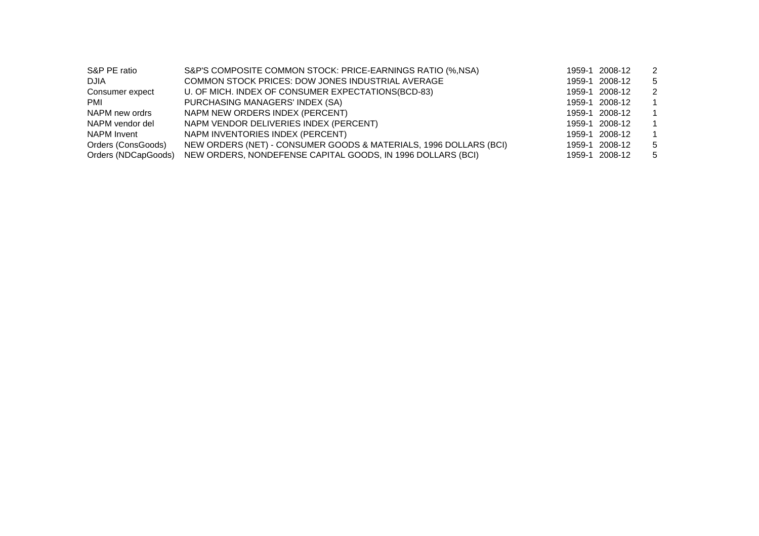| | | | | |
|---|---|---|---|---|
| S&P PE ratio | S&P'S COMPOSITE COMMON STOCK: PRICE-EARNINGS RATIO (%,NSA) | 1959-1 | 2008-12 | 2 |
| DJIA | COMMON STOCK PRICES: DOW JONES INDUSTRIAL AVERAGE | 1959-1 | 2008-12 | 5 |
| Consumer expect | U. OF MICH. INDEX OF CONSUMER EXPECTATIONS(BCD-83) | 1959-1 | 2008-12 | 2 |
| PMI | PURCHASING MANAGERS' INDEX (SA) | 1959-1 | 2008-12 | 1 |
| NAPM new ordrs | NAPM NEW ORDERS INDEX (PERCENT) | 1959-1 | 2008-12 | 1 |
| NAPM vendor del | NAPM VENDOR DELIVERIES INDEX (PERCENT) | 1959-1 | 2008-12 | 1 |
| NAPM Invent | NAPM INVENTORIES INDEX (PERCENT) | 1959-1 | 2008-12 | 1 |
| Orders (ConsGoods) | NEW ORDERS (NET) - CONSUMER GOODS & MATERIALS, 1996 DOLLARS (BCI) | 1959-1 | 2008-12 | 5 |
| Orders (NDCapGoods) | NEW ORDERS, NONDEFENSE CAPITAL GOODS, IN 1996 DOLLARS (BCI) | 1959-1 | 2008-12 | 5 |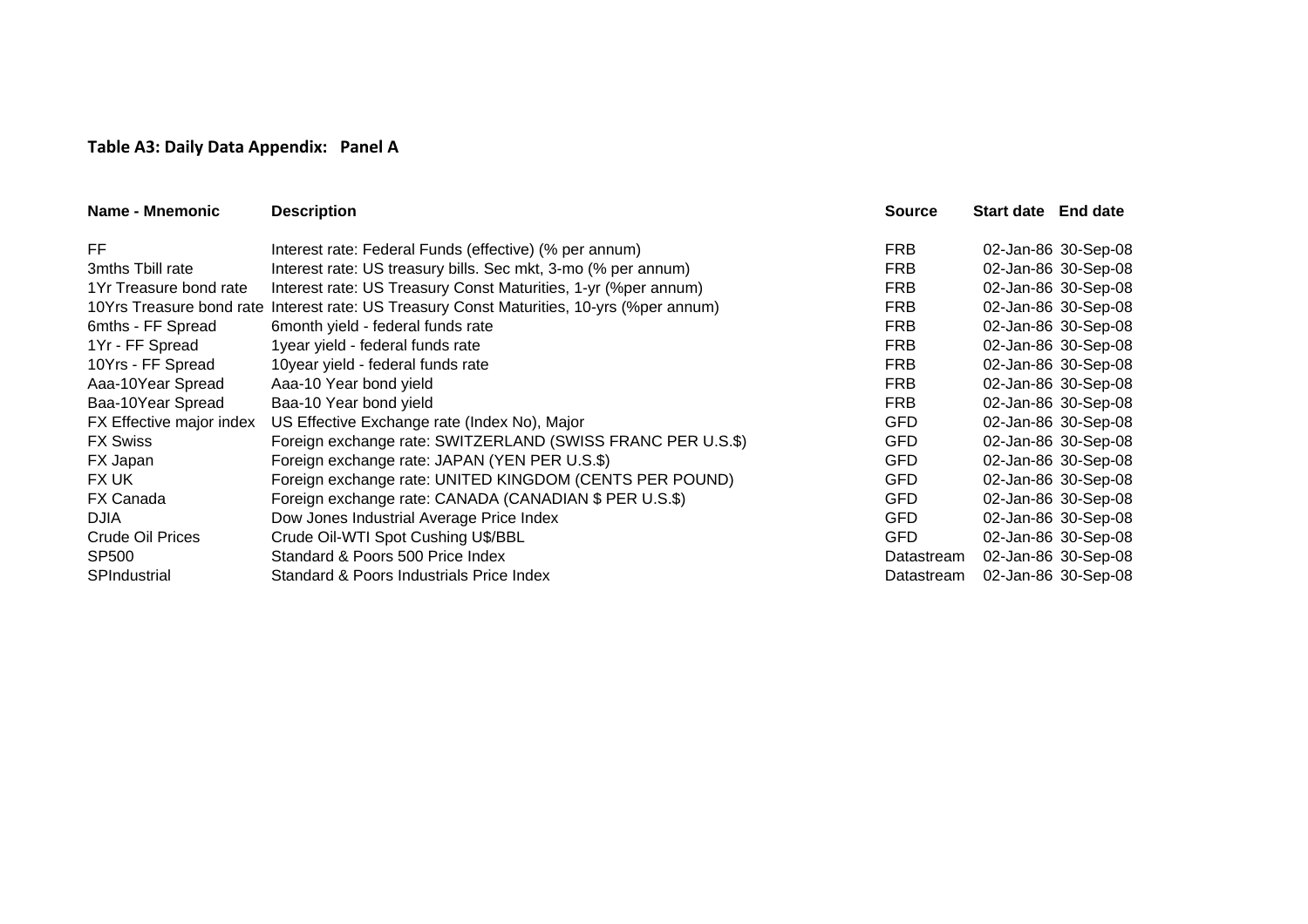**Table A3: Daily Data Appendix: Panel A**

| Name - Mnemonic | Description | Source | Start date | End date |
|---|---|---|---|---|
| FF | Interest rate: Federal Funds (effective) (% per annum) | FRB | 02-Jan-86 | 30-Sep-08 |
| 3mths Tbill rate | Interest rate: US treasury bills. Sec mkt, 3-mo (% per annum) | FRB | 02-Jan-86 | 30-Sep-08 |
| 1Yr Treasure bond rate | Interest rate: US Treasury Const Maturities, 1-yr (%per annum) | FRB | 02-Jan-86 | 30-Sep-08 |
| 10Yrs Treasure bond rate | Interest rate: US Treasury Const Maturities, 10-yrs (%per annum) | FRB | 02-Jan-86 | 30-Sep-08 |
| 6mths - FF Spread | 6month yield - federal funds rate | FRB | 02-Jan-86 | 30-Sep-08 |
| 1Yr - FF Spread | 1year yield - federal funds rate | FRB | 02-Jan-86 | 30-Sep-08 |
| 10Yrs - FF Spread | 10year yield - federal funds rate | FRB | 02-Jan-86 | 30-Sep-08 |
| Aaa-10Year Spread | Aaa-10 Year bond yield | FRB | 02-Jan-86 | 30-Sep-08 |
| Baa-10Year Spread | Baa-10 Year bond yield | FRB | 02-Jan-86 | 30-Sep-08 |
| FX Effective major index | US Effective Exchange rate (Index No), Major | GFD | 02-Jan-86 | 30-Sep-08 |
| FX Swiss | Foreign exchange rate: SWITZERLAND (SWISS FRANC PER U.S.$) | GFD | 02-Jan-86 | 30-Sep-08 |
| FX Japan | Foreign exchange rate: JAPAN (YEN PER U.S.$) | GFD | 02-Jan-86 | 30-Sep-08 |
| FX UK | Foreign exchange rate: UNITED KINGDOM (CENTS PER POUND) | GFD | 02-Jan-86 | 30-Sep-08 |
| FX Canada | Foreign exchange rate: CANADA (CANADIAN $ PER U.S.$) | GFD | 02-Jan-86 | 30-Sep-08 |
| DJIA | Dow Jones Industrial Average Price Index | GFD | 02-Jan-86 | 30-Sep-08 |
| Crude Oil Prices | Crude Oil-WTI Spot Cushing U$/BBL | GFD | 02-Jan-86 | 30-Sep-08 |
| SP500 | Standard & Poors 500 Price Index | Datastream | 02-Jan-86 | 30-Sep-08 |
| SPIndustrial | Standard & Poors Industrials Price Index | Datastream | 02-Jan-86 | 30-Sep-08 |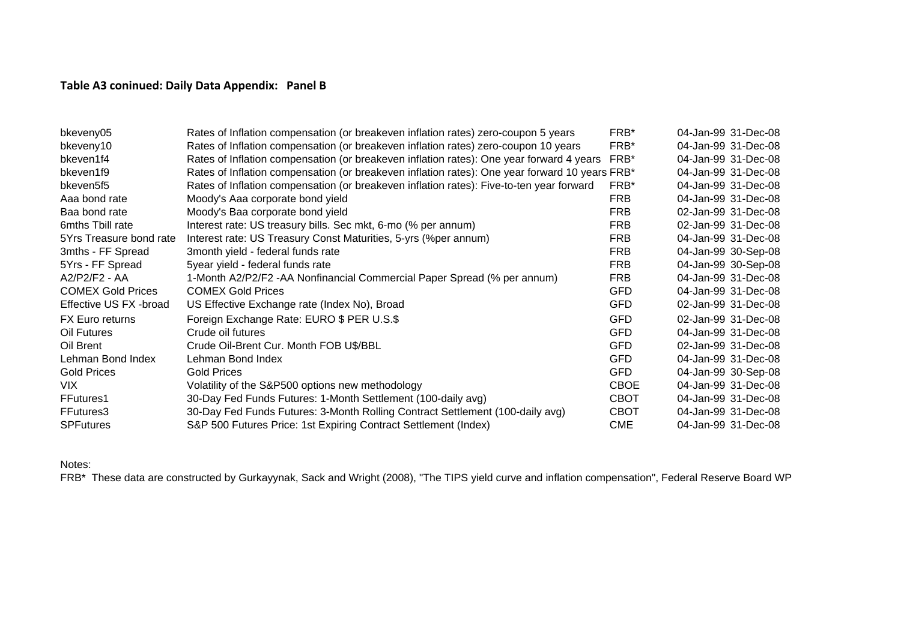**Table A3 coninued: Daily Data Appendix: Panel B**

| | | | | |
|---|---|---|---|---|
| bkeveny05 | Rates of Inflation compensation (or breakeven inflation rates) zero-coupon 5 years | FRB* | 04-Jan-99 | 31-Dec-08 |
| bkeveny10 | Rates of Inflation compensation (or breakeven inflation rates) zero-coupon 10 years | FRB* | 04-Jan-99 | 31-Dec-08 |
| bkeven1f4 | Rates of Inflation compensation (or breakeven inflation rates): One year forward 4 years | FRB* | 04-Jan-99 | 31-Dec-08 |
| bkeven1f9 | Rates of Inflation compensation (or breakeven inflation rates): One year forward 10 years | FRB* | 04-Jan-99 | 31-Dec-08 |
| bkeven5f5 | Rates of Inflation compensation (or breakeven inflation rates): Five-to-ten year forward | FRB* | 04-Jan-99 | 31-Dec-08 |
| Aaa bond rate | Moody's Aaa corporate bond yield | FRB | 04-Jan-99 | 31-Dec-08 |
| Baa bond rate | Moody's Baa corporate bond yield | FRB | 02-Jan-99 | 31-Dec-08 |
| 6mths Tbill rate | Interest rate: US treasury bills. Sec mkt, 6-mo (% per annum) | FRB | 02-Jan-99 | 31-Dec-08 |
| 5Yrs Treasure bond rate | Interest rate: US Treasury Const Maturities, 5-yrs (%per annum) | FRB | 04-Jan-99 | 31-Dec-08 |
| 3mths - FF Spread | 3month yield - federal funds rate | FRB | 04-Jan-99 | 30-Sep-08 |
| 5Yrs - FF Spread | 5year yield - federal funds rate | FRB | 04-Jan-99 | 30-Sep-08 |
| A2/P2/F2 - AA | 1-Month A2/P2/F2 -AA Nonfinancial Commercial Paper Spread (% per annum) | FRB | 04-Jan-99 | 31-Dec-08 |
| COMEX Gold Prices | COMEX Gold Prices | GFD | 04-Jan-99 | 31-Dec-08 |
| Effective US FX -broad | US Effective Exchange rate (Index No), Broad | GFD | 02-Jan-99 | 31-Dec-08 |
| FX Euro returns | Foreign Exchange Rate: EURO $ PER U.S.$ | GFD | 02-Jan-99 | 31-Dec-08 |
| Oil Futures | Crude oil futures | GFD | 04-Jan-99 | 31-Dec-08 |
| Oil Brent | Crude Oil-Brent Cur. Month FOB U$/BBL | GFD | 02-Jan-99 | 31-Dec-08 |
| Lehman Bond Index | Lehman Bond Index | GFD | 04-Jan-99 | 31-Dec-08 |
| Gold Prices | Gold Prices | GFD | 04-Jan-99 | 30-Sep-08 |
| VIX | Volatility of the S&P500 options new methodology | CBOE | 04-Jan-99 | 31-Dec-08 |
| FFutures1 | 30-Day Fed Funds Futures: 1-Month Settlement (100-daily avg) | CBOT | 04-Jan-99 | 31-Dec-08 |
| FFutures3 | 30-Day Fed Funds Futures: 3-Month Rolling Contract Settlement (100-daily avg) | CBOT | 04-Jan-99 | 31-Dec-08 |
| SPFutures | S&P 500 Futures Price: 1st Expiring Contract Settlement (Index) | CME | 04-Jan-99 | 31-Dec-08 |

Notes:

FRB* These data are constructed by Gurkayynak, Sack and Wright (2008), "The TIPS yield curve and inflation compensation", Federal Reserve Board WP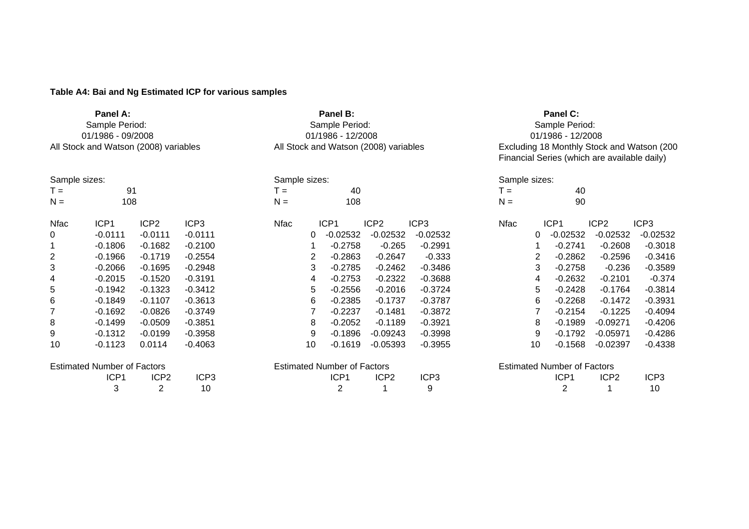**Table A4: Bai and Ng Estimated ICP for various samples**

**Panel A:**
Sample Period:
01/1986 - 09/2008
All Stock and Watson (2008) variables

Sample sizes:
T = 91
N = 108

| Nfac | ICP1 | ICP2 | ICP3 |
|---|---|---|---|
| 0 | -0.0111 | -0.0111 | -0.0111 |
| 1 | -0.1806 | -0.1682 | -0.2100 |
| 2 | -0.1966 | -0.1719 | -0.2554 |
| 3 | -0.2066 | -0.1695 | -0.2948 |
| 4 | -0.2015 | -0.1520 | -0.3191 |
| 5 | -0.1942 | -0.1323 | -0.3412 |
| 6 | -0.1849 | -0.1107 | -0.3613 |
| 7 | -0.1692 | -0.0826 | -0.3749 |
| 8 | -0.1499 | -0.0509 | -0.3851 |
| 9 | -0.1312 | -0.0199 | -0.3958 |
| 10 | -0.1123 | 0.0114 | -0.4063 |

Estimated Number of Factors

| ICP1 | ICP2 | ICP3 |
|---|---|---|
| 3 | 2 | 10 |

**Panel B:**
Sample Period:
01/1986 - 12/2008
All Stock and Watson (2008) variables

Sample sizes:
T = 40
N = 108

| Nfac | ICP1 | ICP2 | ICP3 |
|---|---|---|---|
| 0 | -0.02532 | -0.02532 | -0.02532 |
| 1 | -0.2758 | -0.265 | -0.2991 |
| 2 | -0.2863 | -0.2647 | -0.333 |
| 3 | -0.2785 | -0.2462 | -0.3486 |
| 4 | -0.2753 | -0.2322 | -0.3688 |
| 5 | -0.2556 | -0.2016 | -0.3724 |
| 6 | -0.2385 | -0.1737 | -0.3787 |
| 7 | -0.2237 | -0.1481 | -0.3872 |
| 8 | -0.2052 | -0.1189 | -0.3921 |
| 9 | -0.1896 | -0.09243 | -0.3998 |
| 10 | -0.1619 | -0.05393 | -0.3955 |

Estimated Number of Factors

| ICP1 | ICP2 | ICP3 |
|---|---|---|
| 2 | 1 | 9 |

**Panel C:**
Sample Period:
01/1986 - 12/2008
Excluding 18 Monthly Stock and Watson (200
Financial Series (which are available daily)

Sample sizes:
T = 40
N = 90

| Nfac | ICP1 | ICP2 | ICP3 |
|---|---|---|---|
| 0 | -0.02532 | -0.02532 | -0.02532 |
| 1 | -0.2741 | -0.2608 | -0.3018 |
| 2 | -0.2862 | -0.2596 | -0.3416 |
| 3 | -0.2758 | -0.236 | -0.3589 |
| 4 | -0.2632 | -0.2101 | -0.374 |
| 5 | -0.2428 | -0.1764 | -0.3814 |
| 6 | -0.2268 | -0.1472 | -0.3931 |
| 7 | -0.2154 | -0.1225 | -0.4094 |
| 8 | -0.1989 | -0.09271 | -0.4206 |
| 9 | -0.1792 | -0.05971 | -0.4286 |
| 10 | -0.1568 | -0.02397 | -0.4338 |

Estimated Number of Factors

| ICP1 | ICP2 | ICP3 |
|---|---|---|
| 2 | 1 | 10 |